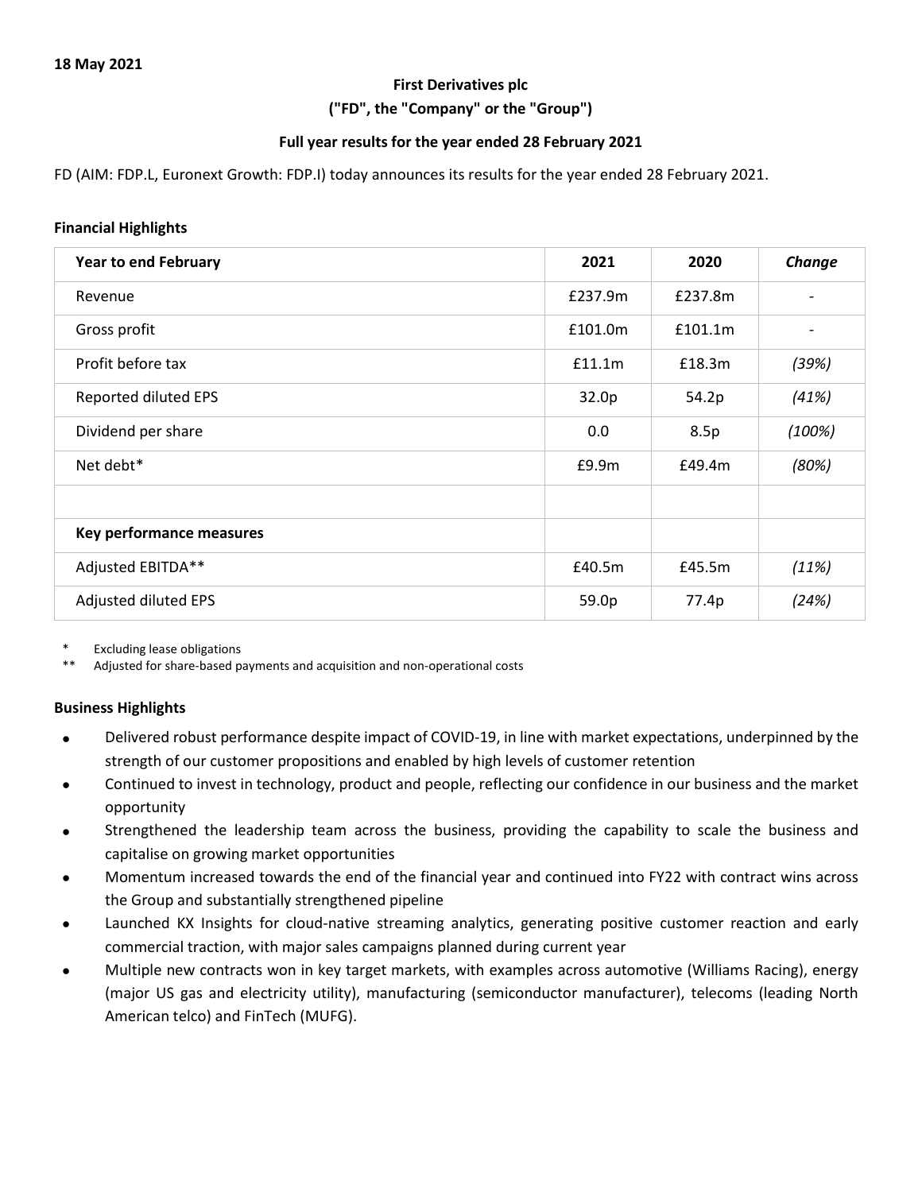**18 May 2021**

**First Derivatives plc**

**("FD", the "Company" or the "Group")**

**Full year results for the year ended 28 February 2021**

FD (AIM: FDP.L, Euronext Growth: FDP.I) today announces its results for the year ended 28 February 2021.

**Financial Highlights**

| Year to end February | 2021 | 2020 | *Change* |
|---|---|---|---|
| Revenue | £237.9m | £237.8m | - |
| Gross profit | £101.0m | £101.1m | - |
| Profit before tax | £11.1m | £18.3m | *(39%)* |
| Reported diluted EPS | 32.0p | 54.2p | *(41%)* |
| Dividend per share | 0.0 | 8.5p | *(100%)* |
| Net debt* | £9.9m | £49.4m | *(80%)* |
| | | | |
| **Key performance measures** | | | |
| Adjusted EBITDA** | £40.5m | £45.5m | *(11%)* |
| Adjusted diluted EPS | 59.0p | 77.4p | *(24%)* |

\* Excluding lease obligations

** Adjusted for share-based payments and acquisition and non-operational costs

**Business Highlights**

- Delivered robust performance despite impact of COVID-19, in line with market expectations, underpinned by the strength of our customer propositions and enabled by high levels of customer retention
- Continued to invest in technology, product and people, reflecting our confidence in our business and the market opportunity
- Strengthened the leadership team across the business, providing the capability to scale the business and capitalise on growing market opportunities
- Momentum increased towards the end of the financial year and continued into FY22 with contract wins across the Group and substantially strengthened pipeline
- Launched KX Insights for cloud-native streaming analytics, generating positive customer reaction and early commercial traction, with major sales campaigns planned during current year
- Multiple new contracts won in key target markets, with examples across automotive (Williams Racing), energy (major US gas and electricity utility), manufacturing (semiconductor manufacturer), telecoms (leading North American telco) and FinTech (MUFG).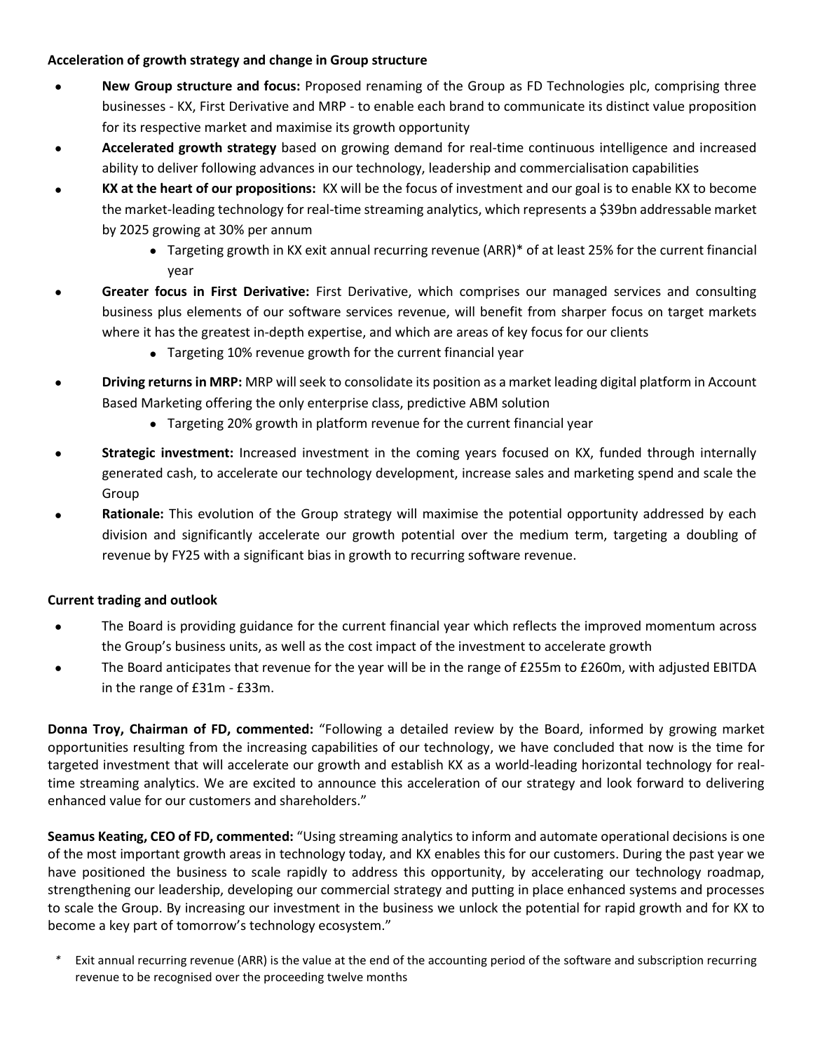**Acceleration of growth strategy and change in Group structure**

- **New Group structure and focus:** Proposed renaming of the Group as FD Technologies plc, comprising three businesses - KX, First Derivative and MRP - to enable each brand to communicate its distinct value proposition for its respective market and maximise its growth opportunity
- **Accelerated growth strategy** based on growing demand for real-time continuous intelligence and increased ability to deliver following advances in our technology, leadership and commercialisation capabilities
- **KX at the heart of our propositions:** KX will be the focus of investment and our goal is to enable KX to become the market-leading technology for real-time streaming analytics, which represents a $39bn addressable market by 2025 growing at 30% per annum
  - Targeting growth in KX exit annual recurring revenue (ARR)* of at least 25% for the current financial year
- **Greater focus in First Derivative:** First Derivative, which comprises our managed services and consulting business plus elements of our software services revenue, will benefit from sharper focus on target markets where it has the greatest in-depth expertise, and which are areas of key focus for our clients
  - Targeting 10% revenue growth for the current financial year
- **Driving returns in MRP:** MRP will seek to consolidate its position as a market leading digital platform in Account Based Marketing offering the only enterprise class, predictive ABM solution
  - Targeting 20% growth in platform revenue for the current financial year
- **Strategic investment:** Increased investment in the coming years focused on KX, funded through internally generated cash, to accelerate our technology development, increase sales and marketing spend and scale the Group
- **Rationale:** This evolution of the Group strategy will maximise the potential opportunity addressed by each division and significantly accelerate our growth potential over the medium term, targeting a doubling of revenue by FY25 with a significant bias in growth to recurring software revenue.

**Current trading and outlook**

- The Board is providing guidance for the current financial year which reflects the improved momentum across the Group's business units, as well as the cost impact of the investment to accelerate growth
- The Board anticipates that revenue for the year will be in the range of £255m to £260m, with adjusted EBITDA in the range of £31m - £33m.

**Donna Troy, Chairman of FD, commented:** "Following a detailed review by the Board, informed by growing market opportunities resulting from the increasing capabilities of our technology, we have concluded that now is the time for targeted investment that will accelerate our growth and establish KX as a world-leading horizontal technology for real-time streaming analytics. We are excited to announce this acceleration of our strategy and look forward to delivering enhanced value for our customers and shareholders."

**Seamus Keating, CEO of FD, commented:** "Using streaming analytics to inform and automate operational decisions is one of the most important growth areas in technology today, and KX enables this for our customers. During the past year we have positioned the business to scale rapidly to address this opportunity, by accelerating our technology roadmap, strengthening our leadership, developing our commercial strategy and putting in place enhanced systems and processes to scale the Group. By increasing our investment in the business we unlock the potential for rapid growth and for KX to become a key part of tomorrow's technology ecosystem."

\* Exit annual recurring revenue (ARR) is the value at the end of the accounting period of the software and subscription recurring revenue to be recognised over the proceeding twelve months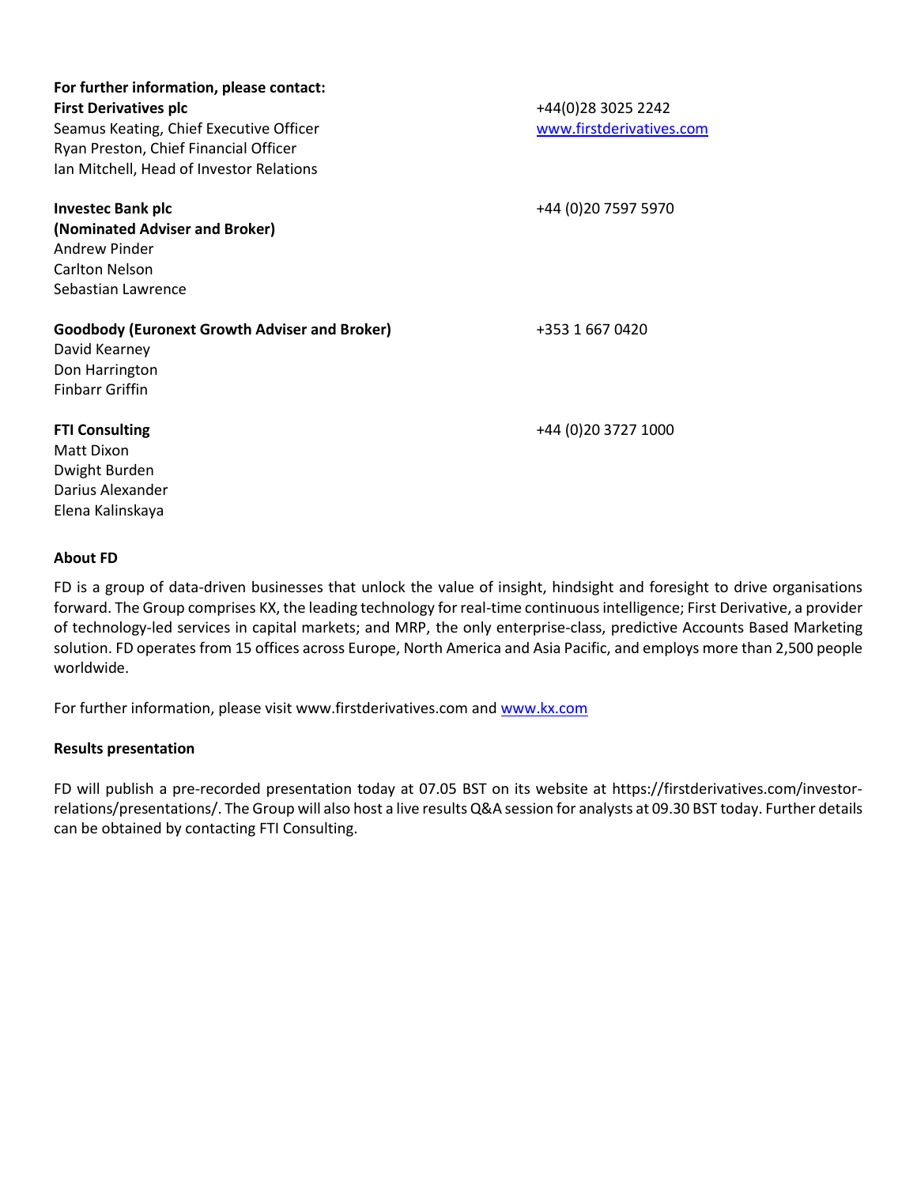**For further information, please contact:**

**First Derivatives plc** +44(0)28 3025 2242
Seamus Keating, Chief Executive Officer www.firstderivatives.com
Ryan Preston, Chief Financial Officer
Ian Mitchell, Head of Investor Relations

**Investec Bank plc** +44 (0)20 7597 5970
**(Nominated Adviser and Broker)**
Andrew Pinder
Carlton Nelson
Sebastian Lawrence

**Goodbody (Euronext Growth Adviser and Broker)** +353 1 667 0420
David Kearney
Don Harrington
Finbarr Griffin

**FTI Consulting** +44 (0)20 3727 1000
Matt Dixon
Dwight Burden
Darius Alexander
Elena Kalinskaya

**About FD**

FD is a group of data-driven businesses that unlock the value of insight, hindsight and foresight to drive organisations forward. The Group comprises KX, the leading technology for real-time continuous intelligence; First Derivative, a provider of technology-led services in capital markets; and MRP, the only enterprise-class, predictive Accounts Based Marketing solution. FD operates from 15 offices across Europe, North America and Asia Pacific, and employs more than 2,500 people worldwide.

For further information, please visit www.firstderivatives.com and www.kx.com

**Results presentation**

FD will publish a pre-recorded presentation today at 07.05 BST on its website at https://firstderivatives.com/investor-relations/presentations/. The Group will also host a live results Q&A session for analysts at 09.30 BST today. Further details can be obtained by contacting FTI Consulting.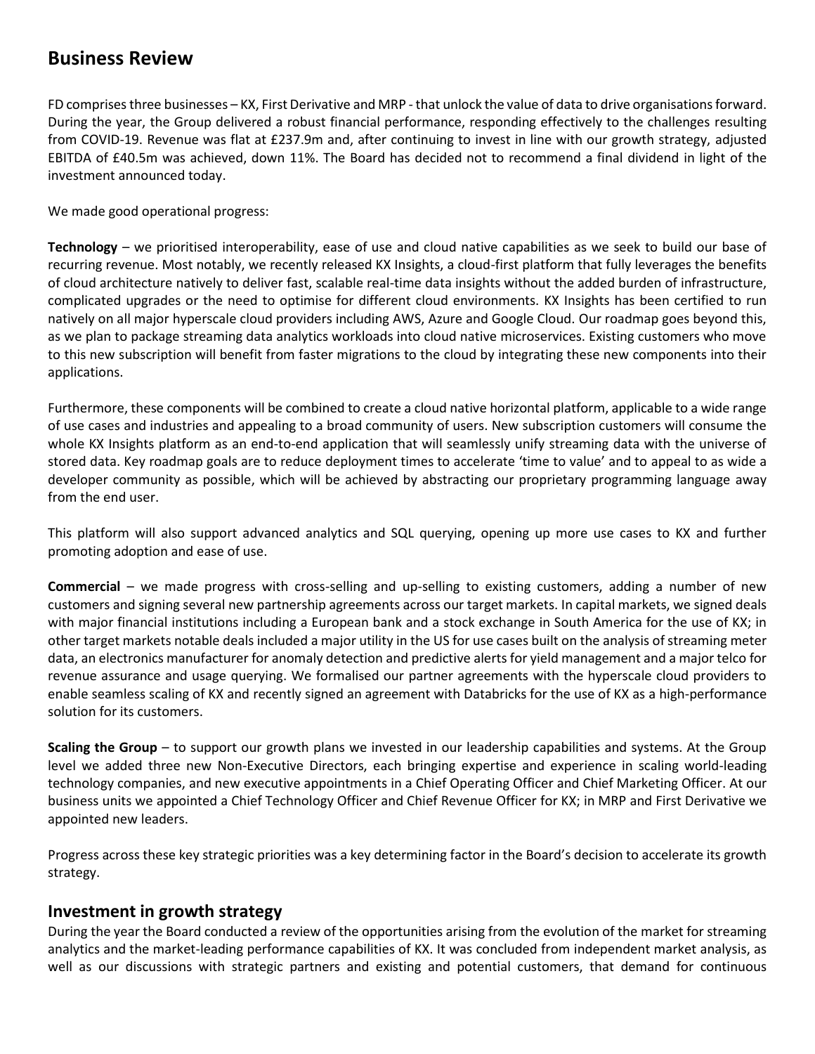## Business Review

FD comprises three businesses – KX, First Derivative and MRP - that unlock the value of data to drive organisations forward. During the year, the Group delivered a robust financial performance, responding effectively to the challenges resulting from COVID-19. Revenue was flat at £237.9m and, after continuing to invest in line with our growth strategy, adjusted EBITDA of £40.5m was achieved, down 11%. The Board has decided not to recommend a final dividend in light of the investment announced today.

We made good operational progress:

**Technology** – we prioritised interoperability, ease of use and cloud native capabilities as we seek to build our base of recurring revenue. Most notably, we recently released KX Insights, a cloud-first platform that fully leverages the benefits of cloud architecture natively to deliver fast, scalable real-time data insights without the added burden of infrastructure, complicated upgrades or the need to optimise for different cloud environments. KX Insights has been certified to run natively on all major hyperscale cloud providers including AWS, Azure and Google Cloud. Our roadmap goes beyond this, as we plan to package streaming data analytics workloads into cloud native microservices. Existing customers who move to this new subscription will benefit from faster migrations to the cloud by integrating these new components into their applications.

Furthermore, these components will be combined to create a cloud native horizontal platform, applicable to a wide range of use cases and industries and appealing to a broad community of users. New subscription customers will consume the whole KX Insights platform as an end-to-end application that will seamlessly unify streaming data with the universe of stored data. Key roadmap goals are to reduce deployment times to accelerate 'time to value' and to appeal to as wide a developer community as possible, which will be achieved by abstracting our proprietary programming language away from the end user.

This platform will also support advanced analytics and SQL querying, opening up more use cases to KX and further promoting adoption and ease of use.

**Commercial** – we made progress with cross-selling and up-selling to existing customers, adding a number of new customers and signing several new partnership agreements across our target markets. In capital markets, we signed deals with major financial institutions including a European bank and a stock exchange in South America for the use of KX; in other target markets notable deals included a major utility in the US for use cases built on the analysis of streaming meter data, an electronics manufacturer for anomaly detection and predictive alerts for yield management and a major telco for revenue assurance and usage querying. We formalised our partner agreements with the hyperscale cloud providers to enable seamless scaling of KX and recently signed an agreement with Databricks for the use of KX as a high-performance solution for its customers.

**Scaling the Group** – to support our growth plans we invested in our leadership capabilities and systems. At the Group level we added three new Non-Executive Directors, each bringing expertise and experience in scaling world-leading technology companies, and new executive appointments in a Chief Operating Officer and Chief Marketing Officer. At our business units we appointed a Chief Technology Officer and Chief Revenue Officer for KX; in MRP and First Derivative we appointed new leaders.

Progress across these key strategic priorities was a key determining factor in the Board's decision to accelerate its growth strategy.

### Investment in growth strategy

During the year the Board conducted a review of the opportunities arising from the evolution of the market for streaming analytics and the market-leading performance capabilities of KX. It was concluded from independent market analysis, as well as our discussions with strategic partners and existing and potential customers, that demand for continuous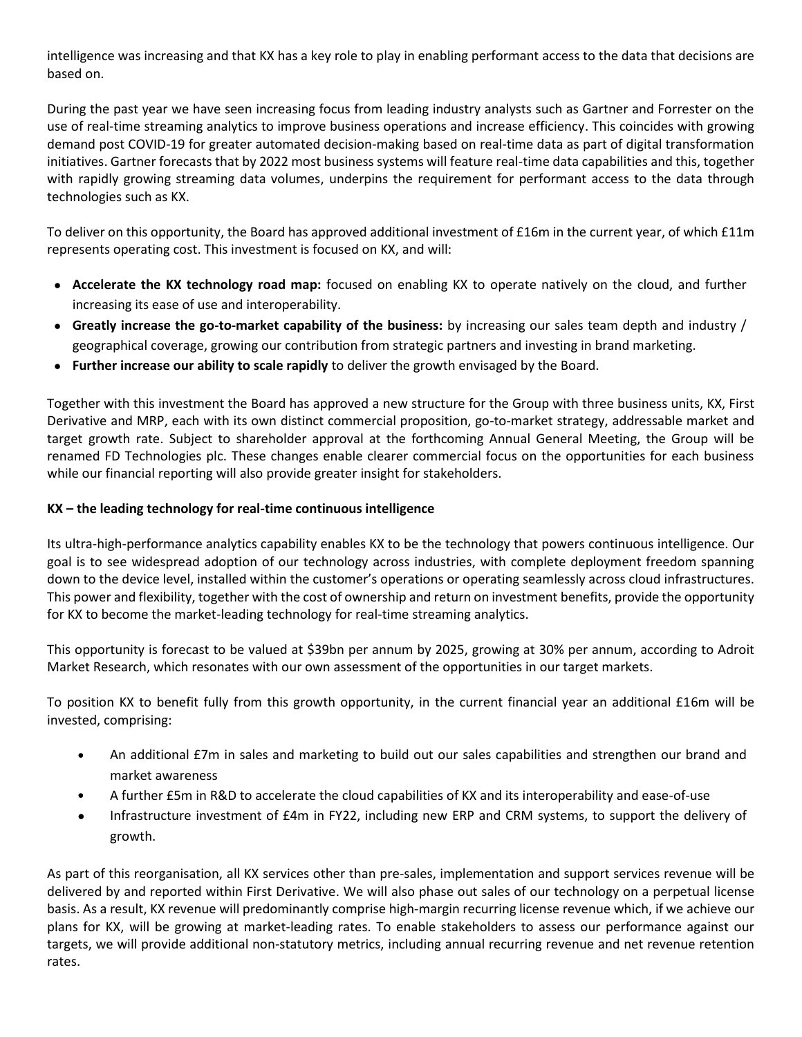intelligence was increasing and that KX has a key role to play in enabling performant access to the data that decisions are based on.

During the past year we have seen increasing focus from leading industry analysts such as Gartner and Forrester on the use of real-time streaming analytics to improve business operations and increase efficiency. This coincides with growing demand post COVID-19 for greater automated decision-making based on real-time data as part of digital transformation initiatives. Gartner forecasts that by 2022 most business systems will feature real-time data capabilities and this, together with rapidly growing streaming data volumes, underpins the requirement for performant access to the data through technologies such as KX.

To deliver on this opportunity, the Board has approved additional investment of £16m in the current year, of which £11m represents operating cost. This investment is focused on KX, and will:

- **Accelerate the KX technology road map:** focused on enabling KX to operate natively on the cloud, and further increasing its ease of use and interoperability.
- **Greatly increase the go-to-market capability of the business:** by increasing our sales team depth and industry / geographical coverage, growing our contribution from strategic partners and investing in brand marketing.
- **Further increase our ability to scale rapidly** to deliver the growth envisaged by the Board.

Together with this investment the Board has approved a new structure for the Group with three business units, KX, First Derivative and MRP, each with its own distinct commercial proposition, go-to-market strategy, addressable market and target growth rate. Subject to shareholder approval at the forthcoming Annual General Meeting, the Group will be renamed FD Technologies plc. These changes enable clearer commercial focus on the opportunities for each business while our financial reporting will also provide greater insight for stakeholders.

**KX – the leading technology for real-time continuous intelligence**

Its ultra-high-performance analytics capability enables KX to be the technology that powers continuous intelligence. Our goal is to see widespread adoption of our technology across industries, with complete deployment freedom spanning down to the device level, installed within the customer's operations or operating seamlessly across cloud infrastructures. This power and flexibility, together with the cost of ownership and return on investment benefits, provide the opportunity for KX to become the market-leading technology for real-time streaming analytics.

This opportunity is forecast to be valued at $39bn per annum by 2025, growing at 30% per annum, according to Adroit Market Research, which resonates with our own assessment of the opportunities in our target markets.

To position KX to benefit fully from this growth opportunity, in the current financial year an additional £16m will be invested, comprising:

- An additional £7m in sales and marketing to build out our sales capabilities and strengthen our brand and market awareness
- A further £5m in R&D to accelerate the cloud capabilities of KX and its interoperability and ease-of-use
- Infrastructure investment of £4m in FY22, including new ERP and CRM systems, to support the delivery of growth.

As part of this reorganisation, all KX services other than pre-sales, implementation and support services revenue will be delivered by and reported within First Derivative. We will also phase out sales of our technology on a perpetual license basis. As a result, KX revenue will predominantly comprise high-margin recurring license revenue which, if we achieve our plans for KX, will be growing at market-leading rates. To enable stakeholders to assess our performance against our targets, we will provide additional non-statutory metrics, including annual recurring revenue and net revenue retention rates.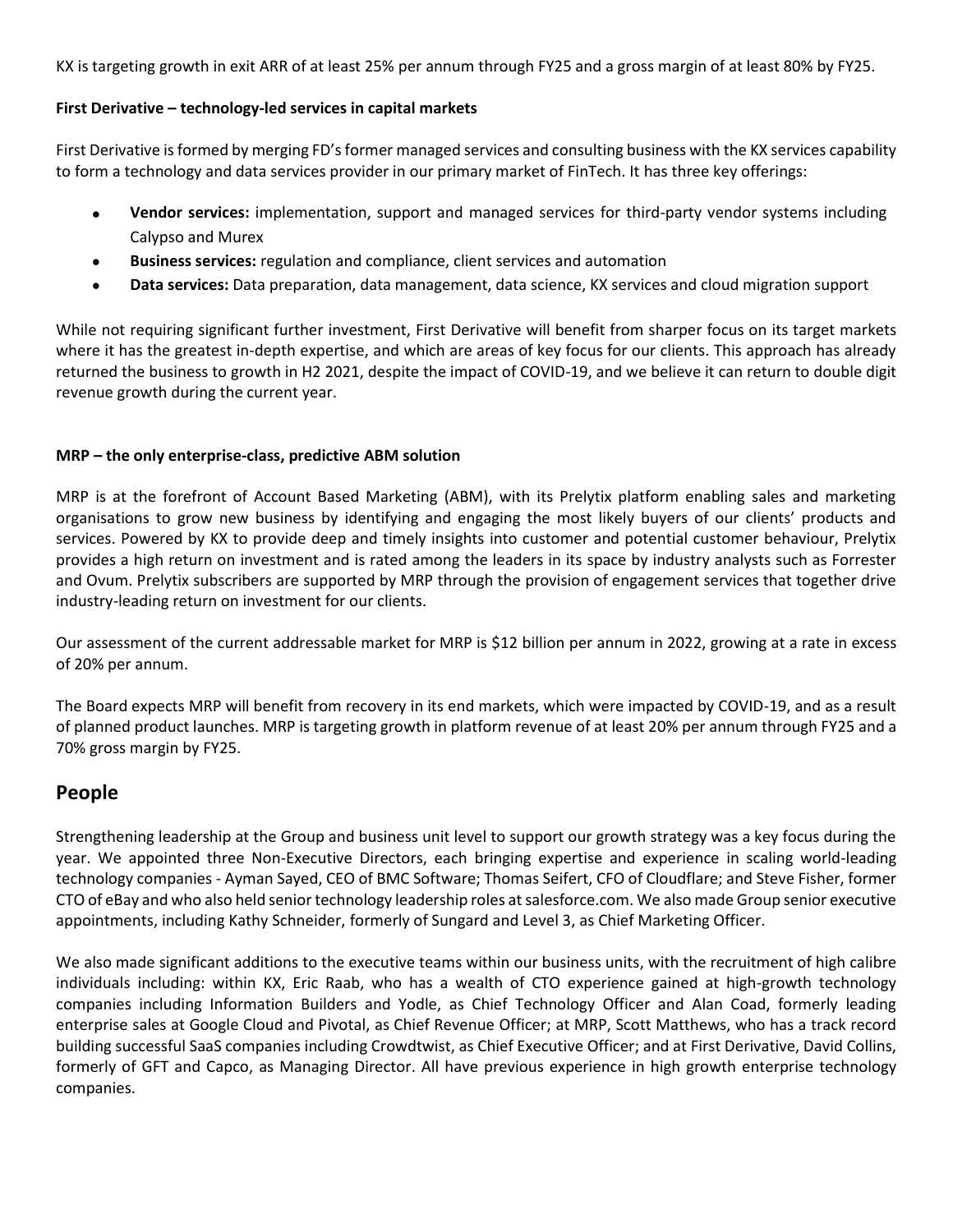KX is targeting growth in exit ARR of at least 25% per annum through FY25 and a gross margin of at least 80% by FY25.

**First Derivative – technology-led services in capital markets**

First Derivative is formed by merging FD's former managed services and consulting business with the KX services capability to form a technology and data services provider in our primary market of FinTech. It has three key offerings:

- **Vendor services:** implementation, support and managed services for third-party vendor systems including Calypso and Murex
- **Business services:** regulation and compliance, client services and automation
- **Data services:** Data preparation, data management, data science, KX services and cloud migration support

While not requiring significant further investment, First Derivative will benefit from sharper focus on its target markets where it has the greatest in-depth expertise, and which are areas of key focus for our clients. This approach has already returned the business to growth in H2 2021, despite the impact of COVID-19, and we believe it can return to double digit revenue growth during the current year.

**MRP – the only enterprise-class, predictive ABM solution**

MRP is at the forefront of Account Based Marketing (ABM), with its Prelytix platform enabling sales and marketing organisations to grow new business by identifying and engaging the most likely buyers of our clients' products and services. Powered by KX to provide deep and timely insights into customer and potential customer behaviour, Prelytix provides a high return on investment and is rated among the leaders in its space by industry analysts such as Forrester and Ovum. Prelytix subscribers are supported by MRP through the provision of engagement services that together drive industry-leading return on investment for our clients.

Our assessment of the current addressable market for MRP is $12 billion per annum in 2022, growing at a rate in excess of 20% per annum.

The Board expects MRP will benefit from recovery in its end markets, which were impacted by COVID-19, and as a result of planned product launches. MRP is targeting growth in platform revenue of at least 20% per annum through FY25 and a 70% gross margin by FY25.

## People

Strengthening leadership at the Group and business unit level to support our growth strategy was a key focus during the year. We appointed three Non-Executive Directors, each bringing expertise and experience in scaling world-leading technology companies - Ayman Sayed, CEO of BMC Software; Thomas Seifert, CFO of Cloudflare; and Steve Fisher, former CTO of eBay and who also held senior technology leadership roles at salesforce.com. We also made Group senior executive appointments, including Kathy Schneider, formerly of Sungard and Level 3, as Chief Marketing Officer.

We also made significant additions to the executive teams within our business units, with the recruitment of high calibre individuals including: within KX, Eric Raab, who has a wealth of CTO experience gained at high-growth technology companies including Information Builders and Yodle, as Chief Technology Officer and Alan Coad, formerly leading enterprise sales at Google Cloud and Pivotal, as Chief Revenue Officer; at MRP, Scott Matthews, who has a track record building successful SaaS companies including Crowdtwist, as Chief Executive Officer; and at First Derivative, David Collins, formerly of GFT and Capco, as Managing Director. All have previous experience in high growth enterprise technology companies.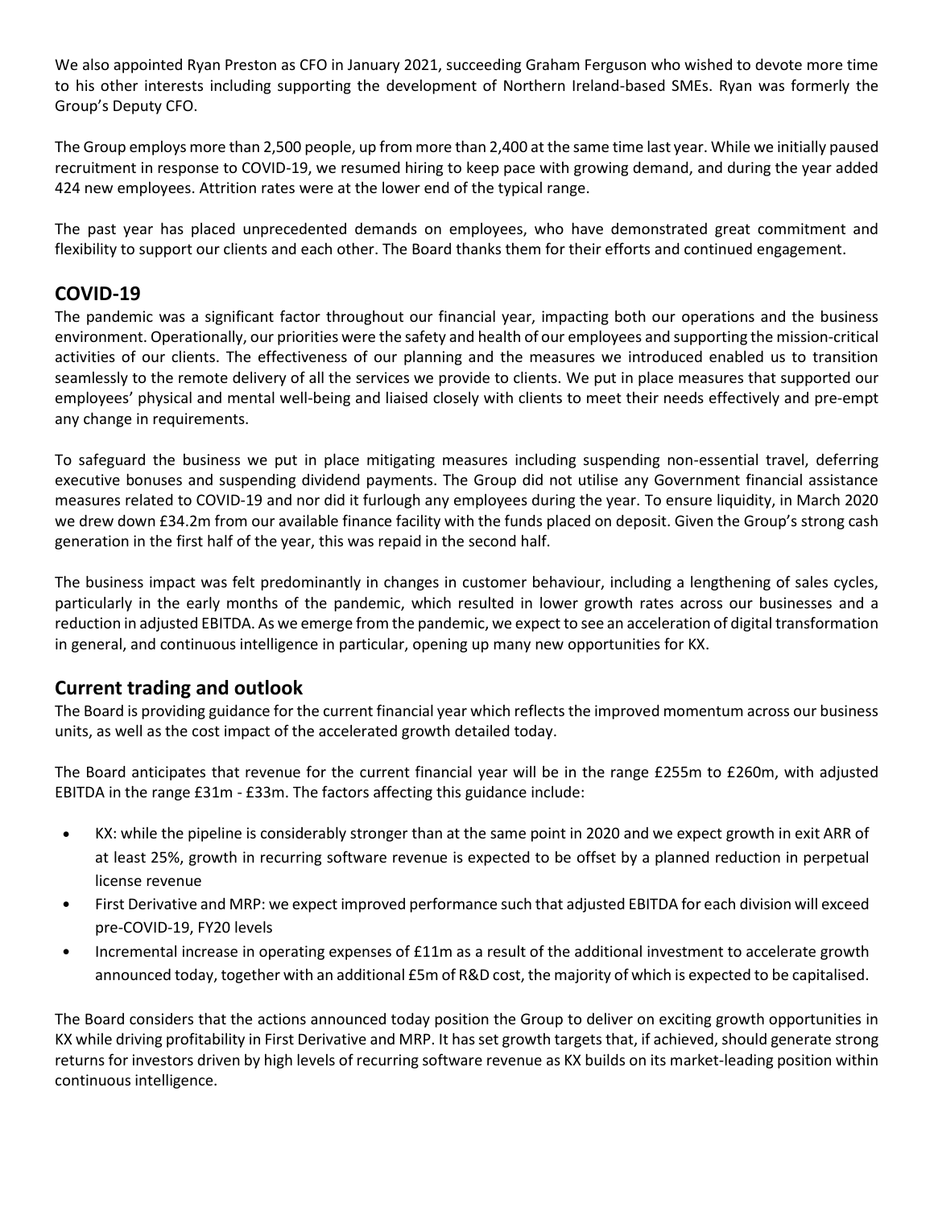We also appointed Ryan Preston as CFO in January 2021, succeeding Graham Ferguson who wished to devote more time to his other interests including supporting the development of Northern Ireland-based SMEs. Ryan was formerly the Group's Deputy CFO.

The Group employs more than 2,500 people, up from more than 2,400 at the same time last year. While we initially paused recruitment in response to COVID-19, we resumed hiring to keep pace with growing demand, and during the year added 424 new employees. Attrition rates were at the lower end of the typical range.

The past year has placed unprecedented demands on employees, who have demonstrated great commitment and flexibility to support our clients and each other. The Board thanks them for their efforts and continued engagement.

## COVID-19

The pandemic was a significant factor throughout our financial year, impacting both our operations and the business environment. Operationally, our priorities were the safety and health of our employees and supporting the mission-critical activities of our clients. The effectiveness of our planning and the measures we introduced enabled us to transition seamlessly to the remote delivery of all the services we provide to clients. We put in place measures that supported our employees' physical and mental well-being and liaised closely with clients to meet their needs effectively and pre-empt any change in requirements.

To safeguard the business we put in place mitigating measures including suspending non-essential travel, deferring executive bonuses and suspending dividend payments. The Group did not utilise any Government financial assistance measures related to COVID-19 and nor did it furlough any employees during the year. To ensure liquidity, in March 2020 we drew down £34.2m from our available finance facility with the funds placed on deposit. Given the Group's strong cash generation in the first half of the year, this was repaid in the second half.

The business impact was felt predominantly in changes in customer behaviour, including a lengthening of sales cycles, particularly in the early months of the pandemic, which resulted in lower growth rates across our businesses and a reduction in adjusted EBITDA. As we emerge from the pandemic, we expect to see an acceleration of digital transformation in general, and continuous intelligence in particular, opening up many new opportunities for KX.

## Current trading and outlook

The Board is providing guidance for the current financial year which reflects the improved momentum across our business units, as well as the cost impact of the accelerated growth detailed today.

The Board anticipates that revenue for the current financial year will be in the range £255m to £260m, with adjusted EBITDA in the range £31m - £33m. The factors affecting this guidance include:

- KX: while the pipeline is considerably stronger than at the same point in 2020 and we expect growth in exit ARR of at least 25%, growth in recurring software revenue is expected to be offset by a planned reduction in perpetual license revenue
- First Derivative and MRP: we expect improved performance such that adjusted EBITDA for each division will exceed pre-COVID-19, FY20 levels
- Incremental increase in operating expenses of £11m as a result of the additional investment to accelerate growth announced today, together with an additional £5m of R&D cost, the majority of which is expected to be capitalised.

The Board considers that the actions announced today position the Group to deliver on exciting growth opportunities in KX while driving profitability in First Derivative and MRP. It has set growth targets that, if achieved, should generate strong returns for investors driven by high levels of recurring software revenue as KX builds on its market-leading position within continuous intelligence.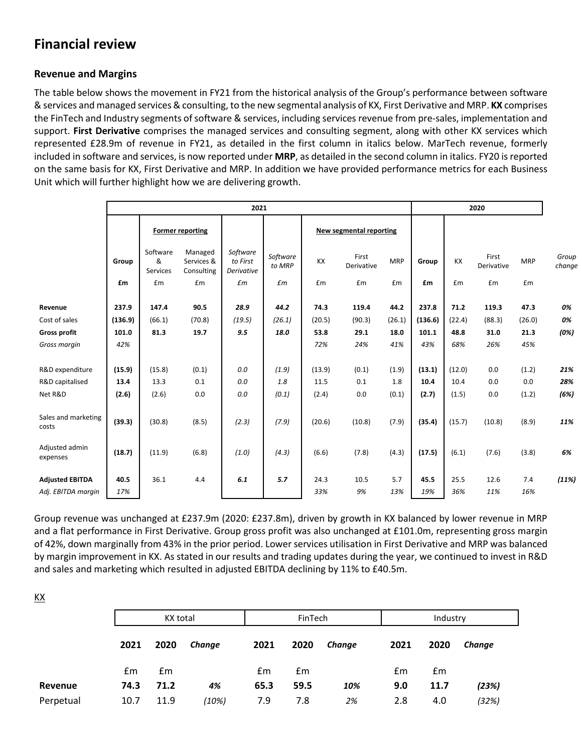# Financial review

## Revenue and Margins

The table below shows the movement in FY21 from the historical analysis of the Group's performance between software & services and managed services & consulting, to the new segmental analysis of KX, First Derivative and MRP. **KX** comprises the FinTech and Industry segments of software & services, including services revenue from pre-sales, implementation and support. **First Derivative** comprises the managed services and consulting segment, along with other KX services which represented £28.9m of revenue in FY21, as detailed in the first column in italics below. MarTech revenue, formerly included in software and services, is now reported under **MRP**, as detailed in the second column in italics. FY20 is reported on the same basis for KX, First Derivative and MRP. In addition we have provided performance metrics for each Business Unit which will further highlight how we are delivering growth.

| | 2021 | | | | | | | | 2020 | | | | |
|---|---|---|---|---|---|---|---|---|---|---|---|---|---|
| | | Former reporting | | | | New segmental reporting | | | | | | | |
| | **Group** | Software & Services | Managed Services & Consulting | *Software to First Derivative* | *Software to MRP* | KX | First Derivative | MRP | **Group** | KX | First Derivative | MRP | *Group change* |
| | **£m** | £m | £m | *£m* | *£m* | £m | £m | £m | **£m** | £m | £m | £m | |
| **Revenue** | **237.9** | **147.4** | **90.5** | ***28.9*** | ***44.2*** | 74.3 | 119.4 | 44.2 | **237.8** | 71.2 | 119.3 | 47.3 | ***0%*** |
| Cost of sales | **(136.9)** | (66.1) | (70.8) | *(19.5)* | *(26.1)* | (20.5) | (90.3) | (26.1) | **(136.6)** | (22.4) | (88.3) | (26.0) | *0%* |
| **Gross profit** | **101.0** | **81.3** | **19.7** | ***9.5*** | ***18.0*** | 53.8 | 29.1 | 18.0 | **101.1** | 48.8 | 31.0 | 21.3 | ***(0%)*** |
| *Gross margin* | *42%* | | | | | *72%* | *24%* | *41%* | *43%* | *68%* | *26%* | *45%* | |
| R&D expenditure | **(15.9)** | (15.8) | (0.1) | *0.0* | *(1.9)* | (13.9) | (0.1) | (1.9) | **(13.1)** | (12.0) | 0.0 | (1.2) | ***21%*** |
| R&D capitalised | **13.4** | 13.3 | 0.1 | *0.0* | *1.8* | 11.5 | 0.1 | 1.8 | **10.4** | 10.4 | 0.0 | 0.0 | ***28%*** |
| Net R&D | **(2.6)** | (2.6) | 0.0 | *0.0* | *(0.1)* | (2.4) | 0.0 | (0.1) | **(2.7)** | (1.5) | 0.0 | (1.2) | ***(6%)*** |
| Sales and marketing costs | **(39.3)** | (30.8) | (8.5) | *(2.3)* | *(7.9)* | (20.6) | (10.8) | (7.9) | **(35.4)** | (15.7) | (10.8) | (8.9) | ***11%*** |
| Adjusted admin expenses | **(18.7)** | (11.9) | (6.8) | *(1.0)* | *(4.3)* | (6.6) | (7.8) | (4.3) | **(17.5)** | (6.1) | (7.6) | (3.8) | ***6%*** |
| **Adjusted EBITDA** | **40.5** | 36.1 | 4.4 | ***6.1*** | ***5.7*** | 24.3 | 10.5 | 5.7 | **45.5** | 25.5 | 12.6 | 7.4 | ***(11%)*** |
| *Adj. EBITDA margin* | *17%* | | | | | *33%* | *9%* | *13%* | *19%* | *36%* | *11%* | *16%* | |

Group revenue was unchanged at £237.9m (2020: £237.8m), driven by growth in KX balanced by lower revenue in MRP and a flat performance in First Derivative. Group gross profit was also unchanged at £101.0m, representing gross margin of 42%, down marginally from 43% in the prior period. Lower services utilisation in First Derivative and MRP was balanced by margin improvement in KX. As stated in our results and trading updates during the year, we continued to invest in R&D and sales and marketing which resulted in adjusted EBITDA declining by 11% to £40.5m.

KX

| | KX total | | | FinTech | | | Industry | | |
|---|---|---|---|---|---|---|---|---|---|
| | **2021** | **2020** | ***Change*** | **2021** | **2020** | ***Change*** | **2021** | **2020** | ***Change*** |
| | £m | £m | | £m | £m | | £m | £m | |
| **Revenue** | **74.3** | **71.2** | ***4%*** | **65.3** | **59.5** | ***10%*** | **9.0** | **11.7** | ***(23%)*** |
| Perpetual | 10.7 | 11.9 | *(10%)* | 7.9 | 7.8 | *2%* | 2.8 | 4.0 | *(32%)* |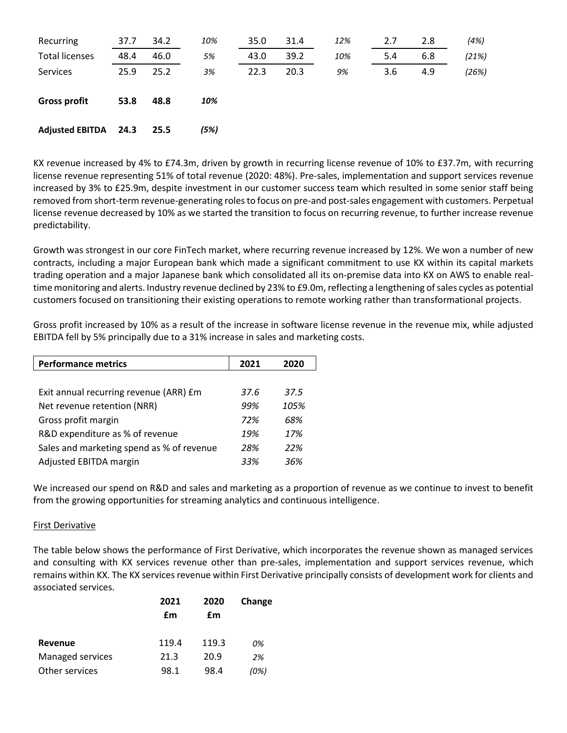| | | | | | | | | | |
|---|---|---|---|---|---|---|---|---|---|
| Recurring | 37.7 | 34.2 | *10%* | 35.0 | 31.4 | *12%* | 2.7 | 2.8 | *(4%)* |
| Total licenses | 48.4 | 46.0 | *5%* | 43.0 | 39.2 | *10%* | 5.4 | 6.8 | *(21%)* |
| Services | 25.9 | 25.2 | *3%* | 22.3 | 20.3 | *9%* | 3.6 | 4.9 | *(26%)* |
| **Gross profit** | **53.8** | **48.8** | ***10%*** | | | | | | |
| **Adjusted EBITDA** | **24.3** | **25.5** | ***(5%)*** | | | | | | |

KX revenue increased by 4% to £74.3m, driven by growth in recurring license revenue of 10% to £37.7m, with recurring license revenue representing 51% of total revenue (2020: 48%). Pre-sales, implementation and support services revenue increased by 3% to £25.9m, despite investment in our customer success team which resulted in some senior staff being removed from short-term revenue-generating roles to focus on pre-and post-sales engagement with customers. Perpetual license revenue decreased by 10% as we started the transition to focus on recurring revenue, to further increase revenue predictability.

Growth was strongest in our core FinTech market, where recurring revenue increased by 12%. We won a number of new contracts, including a major European bank which made a significant commitment to use KX within its capital markets trading operation and a major Japanese bank which consolidated all its on-premise data into KX on AWS to enable real-time monitoring and alerts. Industry revenue declined by 23% to £9.0m, reflecting a lengthening of sales cycles as potential customers focused on transitioning their existing operations to remote working rather than transformational projects.

Gross profit increased by 10% as a result of the increase in software license revenue in the revenue mix, while adjusted EBITDA fell by 5% principally due to a 31% increase in sales and marketing costs.

| **Performance metrics** | **2021** | **2020** |
|---|---|---|
| Exit annual recurring revenue (ARR) £m | *37.6* | *37.5* |
| Net revenue retention (NRR) | *99%* | *105%* |
| Gross profit margin | *72%* | *68%* |
| R&D expenditure as % of revenue | *19%* | *17%* |
| Sales and marketing spend as % of revenue | *28%* | *22%* |
| Adjusted EBITDA margin | *33%* | *36%* |

We increased our spend on R&D and sales and marketing as a proportion of revenue as we continue to invest to benefit from the growing opportunities for streaming analytics and continuous intelligence.

First Derivative

The table below shows the performance of First Derivative, which incorporates the revenue shown as managed services and consulting with KX services revenue other than pre-sales, implementation and support services revenue, which remains within KX. The KX services revenue within First Derivative principally consists of development work for clients and associated services.

| | **2021 £m** | **2020 £m** | **Change** |
|---|---|---|---|
| **Revenue** | 119.4 | 119.3 | *0%* |
| Managed services | 21.3 | 20.9 | *2%* |
| Other services | 98.1 | 98.4 | *(0%)* |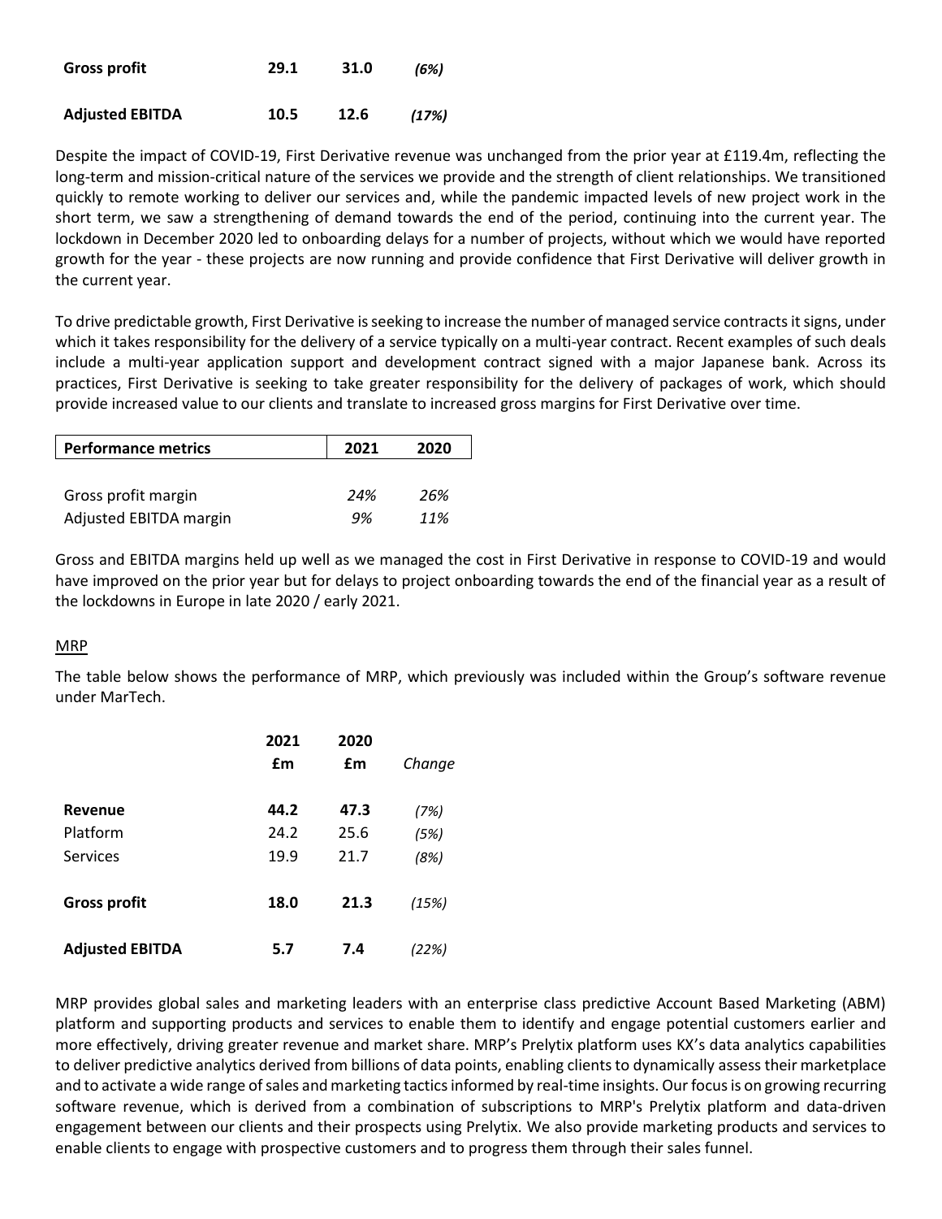| | | | |
|---|---|---|---|
| **Gross profit** | **29.1** | **31.0** | *(6%)* |
| **Adjusted EBITDA** | **10.5** | **12.6** | *(17%)* |

Despite the impact of COVID-19, First Derivative revenue was unchanged from the prior year at £119.4m, reflecting the long-term and mission-critical nature of the services we provide and the strength of client relationships. We transitioned quickly to remote working to deliver our services and, while the pandemic impacted levels of new project work in the short term, we saw a strengthening of demand towards the end of the period, continuing into the current year. The lockdown in December 2020 led to onboarding delays for a number of projects, without which we would have reported growth for the year - these projects are now running and provide confidence that First Derivative will deliver growth in the current year.

To drive predictable growth, First Derivative is seeking to increase the number of managed service contracts it signs, under which it takes responsibility for the delivery of a service typically on a multi-year contract. Recent examples of such deals include a multi-year application support and development contract signed with a major Japanese bank. Across its practices, First Derivative is seeking to take greater responsibility for the delivery of packages of work, which should provide increased value to our clients and translate to increased gross margins for First Derivative over time.

| **Performance metrics** | **2021** | **2020** |
|---|---|---|
| Gross profit margin | *24%* | *26%* |
| Adjusted EBITDA margin | *9%* | *11%* |

Gross and EBITDA margins held up well as we managed the cost in First Derivative in response to COVID-19 and would have improved on the prior year but for delays to project onboarding towards the end of the financial year as a result of the lockdowns in Europe in late 2020 / early 2021.

<u>MRP</u>

The table below shows the performance of MRP, which previously was included within the Group's software revenue under MarTech.

| | **2021 £m** | **2020 £m** | *Change* |
|---|---|---|---|
| **Revenue** | **44.2** | **47.3** | *(7%)* |
| Platform | 24.2 | 25.6 | *(5%)* |
| Services | 19.9 | 21.7 | *(8%)* |
| **Gross profit** | **18.0** | **21.3** | *(15%)* |
| **Adjusted EBITDA** | **5.7** | **7.4** | *(22%)* |

MRP provides global sales and marketing leaders with an enterprise class predictive Account Based Marketing (ABM) platform and supporting products and services to enable them to identify and engage potential customers earlier and more effectively, driving greater revenue and market share. MRP's Prelytix platform uses KX's data analytics capabilities to deliver predictive analytics derived from billions of data points, enabling clients to dynamically assess their marketplace and to activate a wide range of sales and marketing tactics informed by real-time insights. Our focus is on growing recurring software revenue, which is derived from a combination of subscriptions to MRP's Prelytix platform and data-driven engagement between our clients and their prospects using Prelytix. We also provide marketing products and services to enable clients to engage with prospective customers and to progress them through their sales funnel.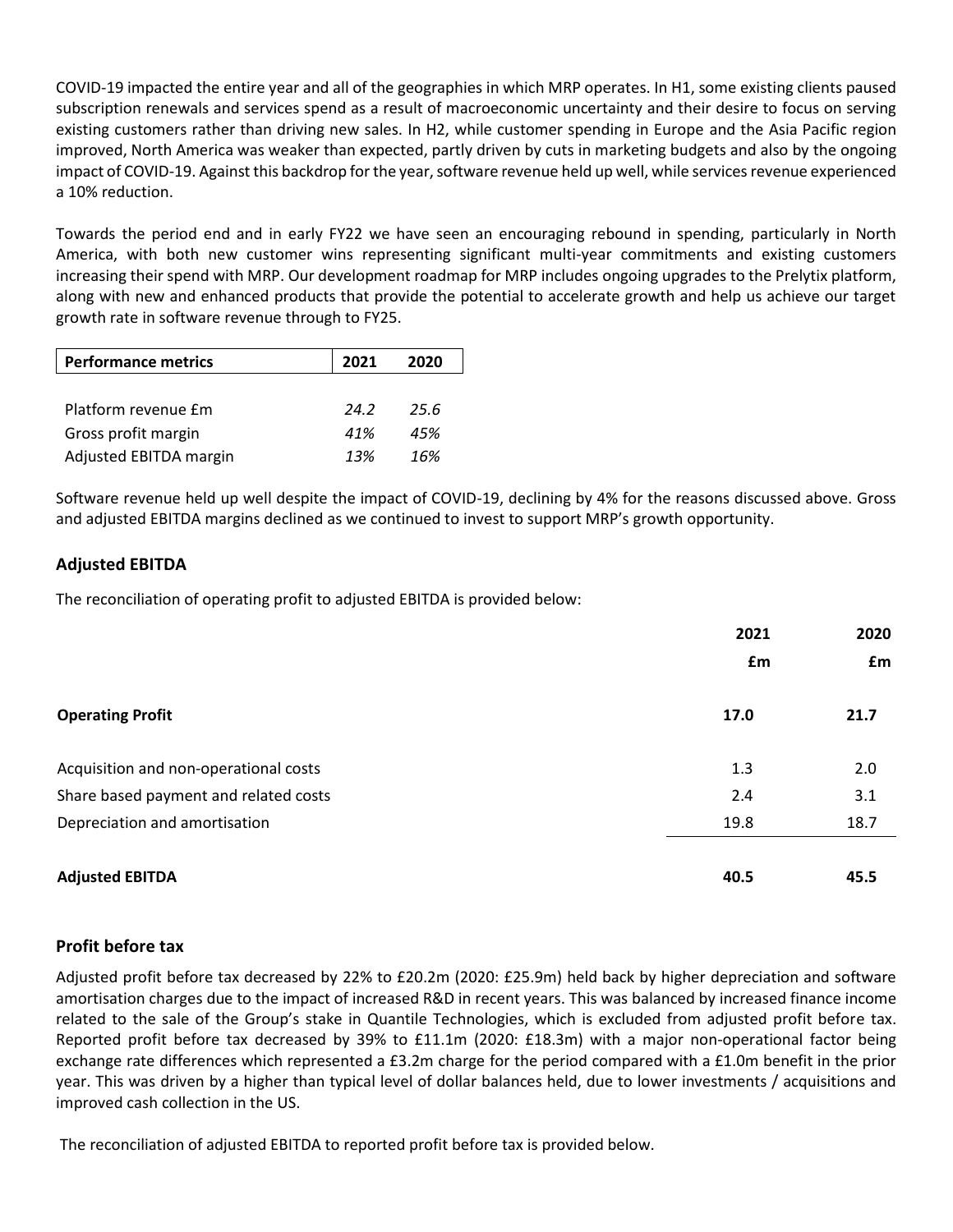COVID-19 impacted the entire year and all of the geographies in which MRP operates. In H1, some existing clients paused subscription renewals and services spend as a result of macroeconomic uncertainty and their desire to focus on serving existing customers rather than driving new sales. In H2, while customer spending in Europe and the Asia Pacific region improved, North America was weaker than expected, partly driven by cuts in marketing budgets and also by the ongoing impact of COVID-19. Against this backdrop for the year, software revenue held up well, while services revenue experienced a 10% reduction.

Towards the period end and in early FY22 we have seen an encouraging rebound in spending, particularly in North America, with both new customer wins representing significant multi-year commitments and existing customers increasing their spend with MRP. Our development roadmap for MRP includes ongoing upgrades to the Prelytix platform, along with new and enhanced products that provide the potential to accelerate growth and help us achieve our target growth rate in software revenue through to FY25.

| Performance metrics | 2021 | 2020 |
|---|---|---|
| Platform revenue £m | *24.2* | *25.6* |
| Gross profit margin | *41%* | *45%* |
| Adjusted EBITDA margin | *13%* | *16%* |

Software revenue held up well despite the impact of COVID-19, declining by 4% for the reasons discussed above. Gross and adjusted EBITDA margins declined as we continued to invest to support MRP's growth opportunity.

## Adjusted EBITDA

The reconciliation of operating profit to adjusted EBITDA is provided below:

| | 2021 £m | 2020 £m |
|---|---|---|
| **Operating Profit** | **17.0** | **21.7** |
| Acquisition and non-operational costs | 1.3 | 2.0 |
| Share based payment and related costs | 2.4 | 3.1 |
| Depreciation and amortisation | 19.8 | 18.7 |
| **Adjusted EBITDA** | **40.5** | **45.5** |

## Profit before tax

Adjusted profit before tax decreased by 22% to £20.2m (2020: £25.9m) held back by higher depreciation and software amortisation charges due to the impact of increased R&D in recent years. This was balanced by increased finance income related to the sale of the Group's stake in Quantile Technologies, which is excluded from adjusted profit before tax. Reported profit before tax decreased by 39% to £11.1m (2020: £18.3m) with a major non-operational factor being exchange rate differences which represented a £3.2m charge for the period compared with a £1.0m benefit in the prior year. This was driven by a higher than typical level of dollar balances held, due to lower investments / acquisitions and improved cash collection in the US.

The reconciliation of adjusted EBITDA to reported profit before tax is provided below.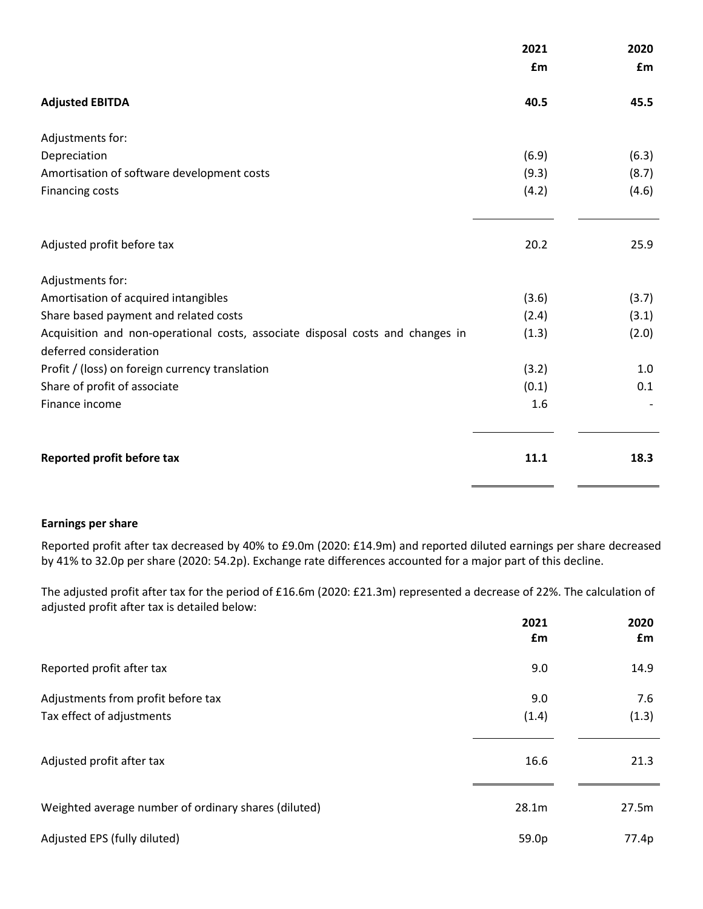| | 2021<br>£m | 2020<br>£m |
|---|---|---|
| **Adjusted EBITDA** | **40.5** | **45.5** |
| Adjustments for: | | |
| Depreciation | (6.9) | (6.3) |
| Amortisation of software development costs | (9.3) | (8.7) |
| Financing costs | (4.2) | (4.6) |
| Adjusted profit before tax | 20.2 | 25.9 |
| Adjustments for: | | |
| Amortisation of acquired intangibles | (3.6) | (3.7) |
| Share based payment and related costs | (2.4) | (3.1) |
| Acquisition and non-operational costs, associate disposal costs and changes in deferred consideration | (1.3) | (2.0) |
| Profit / (loss) on foreign currency translation | (3.2) | 1.0 |
| Share of profit of associate | (0.1) | 0.1 |
| Finance income | 1.6 | - |
| **Reported profit before tax** | **11.1** | **18.3** |

**Earnings per share**

Reported profit after tax decreased by 40% to £9.0m (2020: £14.9m) and reported diluted earnings per share decreased by 41% to 32.0p per share (2020: 54.2p). Exchange rate differences accounted for a major part of this decline.

The adjusted profit after tax for the period of £16.6m (2020: £21.3m) represented a decrease of 22%. The calculation of adjusted profit after tax is detailed below:

| | 2021<br>£m | 2020<br>£m |
|---|---|---|
| Reported profit after tax | 9.0 | 14.9 |
| Adjustments from profit before tax | 9.0 | 7.6 |
| Tax effect of adjustments | (1.4) | (1.3) |
| Adjusted profit after tax | 16.6 | 21.3 |
| Weighted average number of ordinary shares (diluted) | 28.1m | 27.5m |
| Adjusted EPS (fully diluted) | 59.0p | 77.4p |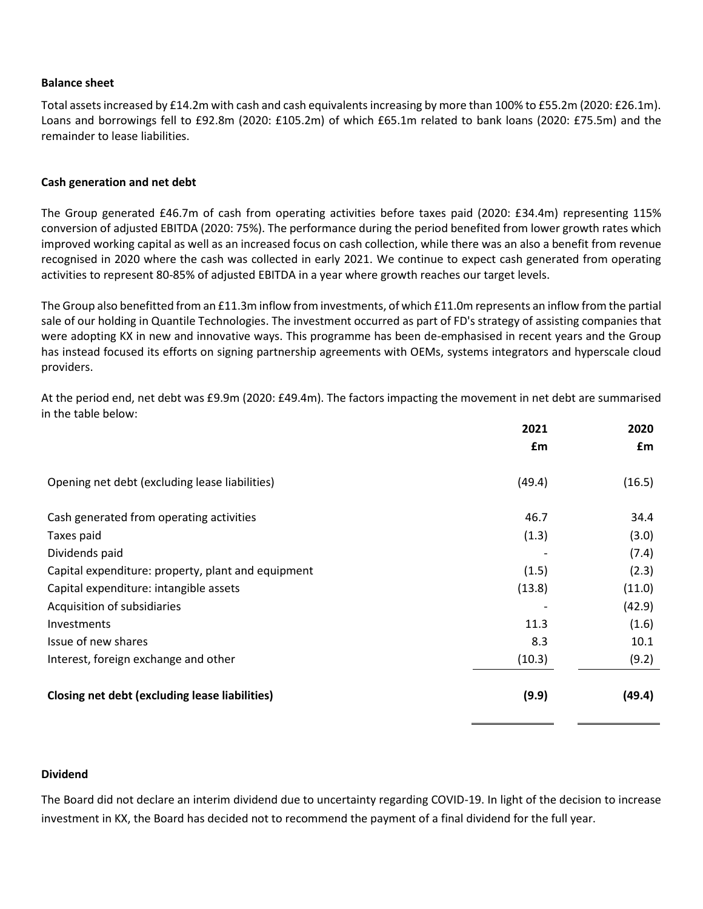### Balance sheet

Total assets increased by £14.2m with cash and cash equivalents increasing by more than 100% to £55.2m (2020: £26.1m). Loans and borrowings fell to £92.8m (2020: £105.2m) of which £65.1m related to bank loans (2020: £75.5m) and the remainder to lease liabilities.

### Cash generation and net debt

The Group generated £46.7m of cash from operating activities before taxes paid (2020: £34.4m) representing 115% conversion of adjusted EBITDA (2020: 75%). The performance during the period benefited from lower growth rates which improved working capital as well as an increased focus on cash collection, while there was an also a benefit from revenue recognised in 2020 where the cash was collected in early 2021. We continue to expect cash generated from operating activities to represent 80-85% of adjusted EBITDA in a year where growth reaches our target levels.

The Group also benefitted from an £11.3m inflow from investments, of which £11.0m represents an inflow from the partial sale of our holding in Quantile Technologies. The investment occurred as part of FD's strategy of assisting companies that were adopting KX in new and innovative ways. This programme has been de-emphasised in recent years and the Group has instead focused its efforts on signing partnership agreements with OEMs, systems integrators and hyperscale cloud providers.

At the period end, net debt was £9.9m (2020: £49.4m). The factors impacting the movement in net debt are summarised in the table below:

| | 2021<br>£m | 2020<br>£m |
|---|---|---|
| Opening net debt (excluding lease liabilities) | (49.4) | (16.5) |
| Cash generated from operating activities | 46.7 | 34.4 |
| Taxes paid | (1.3) | (3.0) |
| Dividends paid | - | (7.4) |
| Capital expenditure: property, plant and equipment | (1.5) | (2.3) |
| Capital expenditure: intangible assets | (13.8) | (11.0) |
| Acquisition of subsidiaries | - | (42.9) |
| Investments | 11.3 | (1.6) |
| Issue of new shares | 8.3 | 10.1 |
| Interest, foreign exchange and other | (10.3) | (9.2) |
| **Closing net debt (excluding lease liabilities)** | **(9.9)** | **(49.4)** |

### Dividend

The Board did not declare an interim dividend due to uncertainty regarding COVID-19. In light of the decision to increase investment in KX, the Board has decided not to recommend the payment of a final dividend for the full year.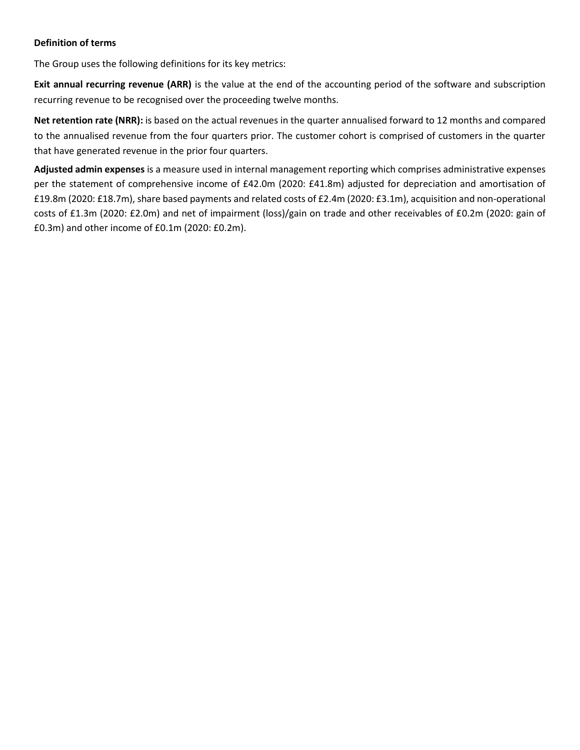**Definition of terms**

The Group uses the following definitions for its key metrics:

**Exit annual recurring revenue (ARR)** is the value at the end of the accounting period of the software and subscription recurring revenue to be recognised over the proceeding twelve months.

**Net retention rate (NRR):** is based on the actual revenues in the quarter annualised forward to 12 months and compared to the annualised revenue from the four quarters prior. The customer cohort is comprised of customers in the quarter that have generated revenue in the prior four quarters.

**Adjusted admin expenses** is a measure used in internal management reporting which comprises administrative expenses per the statement of comprehensive income of £42.0m (2020: £41.8m) adjusted for depreciation and amortisation of £19.8m (2020: £18.7m), share based payments and related costs of £2.4m (2020: £3.1m), acquisition and non-operational costs of £1.3m (2020: £2.0m) and net of impairment (loss)/gain on trade and other receivables of £0.2m (2020: gain of £0.3m) and other income of £0.1m (2020: £0.2m).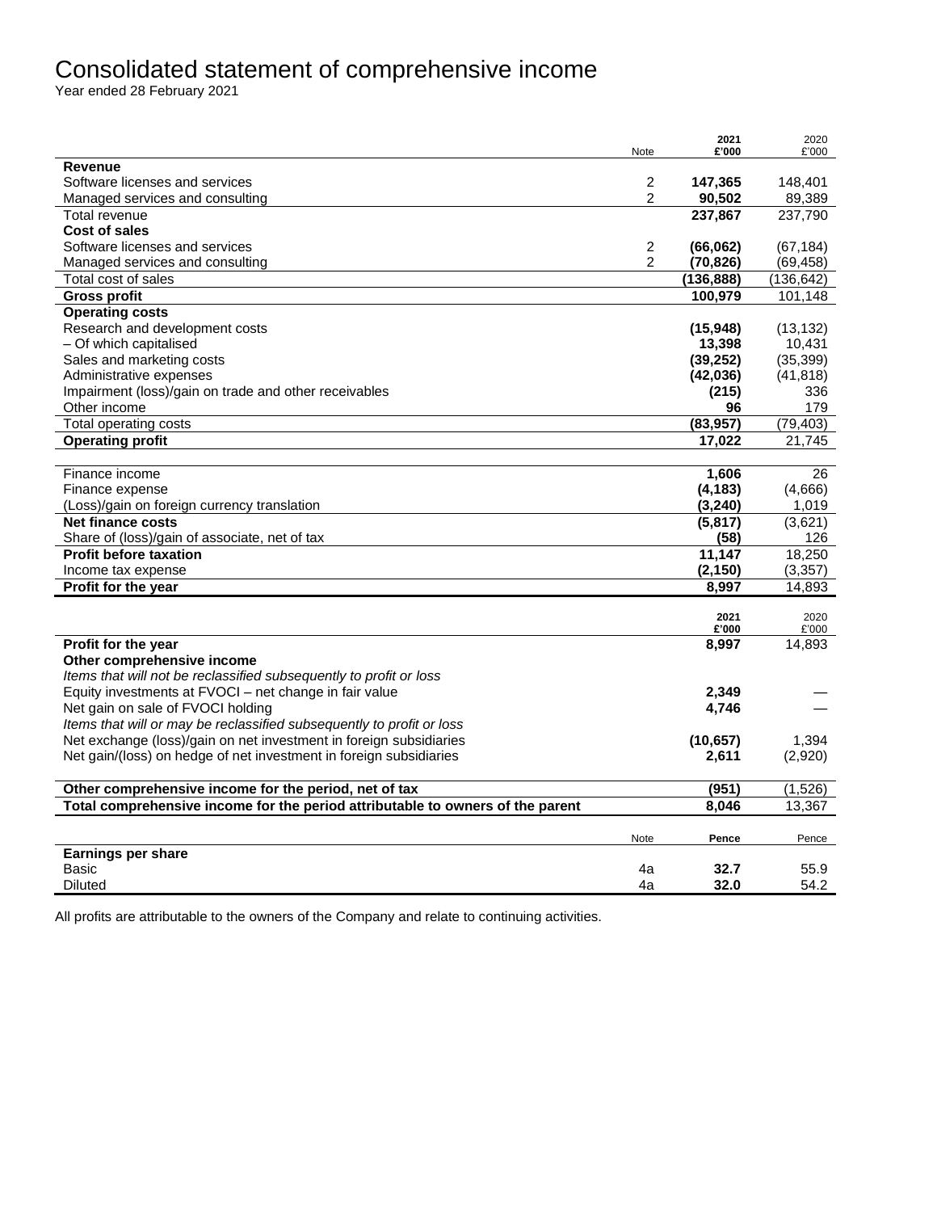# Consolidated statement of comprehensive income

Year ended 28 February 2021

| | Note | 2021 £'000 | 2020 £'000 |
|---|---|---|---|
| **Revenue** | | | |
| Software licenses and services | 2 | **147,365** | 148,401 |
| Managed services and consulting | 2 | **90,502** | 89,389 |
| Total revenue | | **237,867** | 237,790 |
| **Cost of sales** | | | |
| Software licenses and services | 2 | **(66,062)** | (67,184) |
| Managed services and consulting | 2 | **(70,826)** | (69,458) |
| Total cost of sales | | **(136,888)** | (136,642) |
| **Gross profit** | | **100,979** | 101,148 |
| **Operating costs** | | | |
| Research and development costs | | **(15,948)** | (13,132) |
| – Of which capitalised | | **13,398** | 10,431 |
| Sales and marketing costs | | **(39,252)** | (35,399) |
| Administrative expenses | | **(42,036)** | (41,818) |
| Impairment (loss)/gain on trade and other receivables | | **(215)** | 336 |
| Other income | | **96** | 179 |
| Total operating costs | | **(83,957)** | (79,403) |
| **Operating profit** | | **17,022** | 21,745 |
| Finance income | | **1,606** | 26 |
| Finance expense | | **(4,183)** | (4,666) |
| (Loss)/gain on foreign currency translation | | **(3,240)** | 1,019 |
| **Net finance costs** | | **(5,817)** | (3,621) |
| Share of (loss)/gain of associate, net of tax | | **(58)** | 126 |
| **Profit before taxation** | | **11,147** | 18,250 |
| Income tax expense | | **(2,150)** | (3,357) |
| **Profit for the year** | | **8,997** | 14,893 |

| | 2021 £'000 | 2020 £'000 |
|---|---|---|
| **Profit for the year** | **8,997** | 14,893 |
| **Other comprehensive income** | | |
| *Items that will not be reclassified subsequently to profit or loss* | | |
| Equity investments at FVOCI – net change in fair value | **2,349** | — |
| Net gain on sale of FVOCI holding | **4,746** | — |
| *Items that will or may be reclassified subsequently to profit or loss* | | |
| Net exchange (loss)/gain on net investment in foreign subsidiaries | **(10,657)** | 1,394 |
| Net gain/(loss) on hedge of net investment in foreign subsidiaries | **2,611** | (2,920) |
| **Other comprehensive income for the period, net of tax** | **(951)** | (1,526) |
| **Total comprehensive income for the period attributable to owners of the parent** | **8,046** | 13,367 |

| | Note | Pence | Pence |
|---|---|---|---|
| **Earnings per share** | | | |
| Basic | 4a | **32.7** | 55.9 |
| Diluted | 4a | **32.0** | 54.2 |

All profits are attributable to the owners of the Company and relate to continuing activities.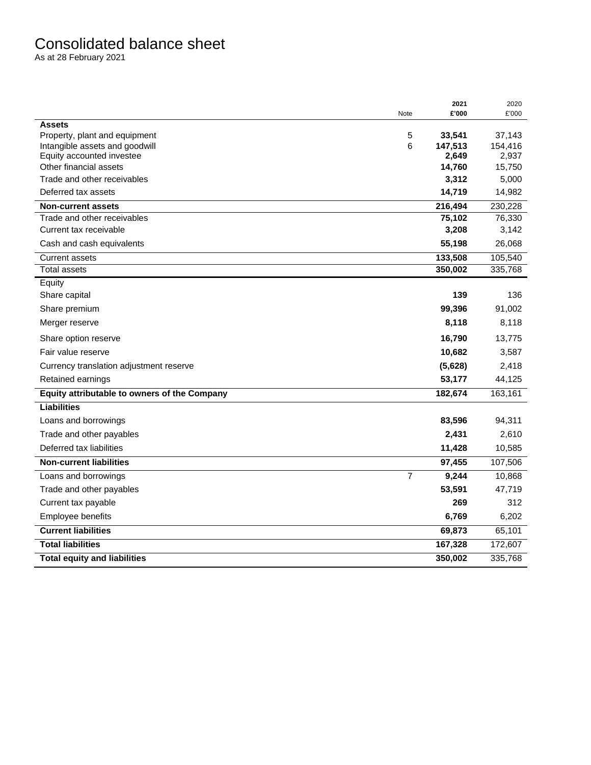# Consolidated balance sheet

As at 28 February 2021

| | Note | 2021 £'000 | 2020 £'000 |
|---|---|---|---|
| **Assets** | | | |
| Property, plant and equipment | 5 | **33,541** | 37,143 |
| Intangible assets and goodwill | 6 | **147,513** | 154,416 |
| Equity accounted investee | | **2,649** | 2,937 |
| Other financial assets | | **14,760** | 15,750 |
| Trade and other receivables | | **3,312** | 5,000 |
| Deferred tax assets | | **14,719** | 14,982 |
| **Non-current assets** | | **216,494** | 230,228 |
| Trade and other receivables | | **75,102** | 76,330 |
| Current tax receivable | | **3,208** | 3,142 |
| Cash and cash equivalents | | **55,198** | 26,068 |
| Current assets | | **133,508** | 105,540 |
| Total assets | | **350,002** | 335,768 |
| Equity | | | |
| Share capital | | **139** | 136 |
| Share premium | | **99,396** | 91,002 |
| Merger reserve | | **8,118** | 8,118 |
| Share option reserve | | **16,790** | 13,775 |
| Fair value reserve | | **10,682** | 3,587 |
| Currency translation adjustment reserve | | **(5,628)** | 2,418 |
| Retained earnings | | **53,177** | 44,125 |
| **Equity attributable to owners of the Company** | | **182,674** | 163,161 |
| **Liabilities** | | | |
| Loans and borrowings | | **83,596** | 94,311 |
| Trade and other payables | | **2,431** | 2,610 |
| Deferred tax liabilities | | **11,428** | 10,585 |
| **Non-current liabilities** | | **97,455** | 107,506 |
| Loans and borrowings | 7 | **9,244** | 10,868 |
| Trade and other payables | | **53,591** | 47,719 |
| Current tax payable | | **269** | 312 |
| Employee benefits | | **6,769** | 6,202 |
| **Current liabilities** | | **69,873** | 65,101 |
| **Total liabilities** | | **167,328** | 172,607 |
| **Total equity and liabilities** | | **350,002** | 335,768 |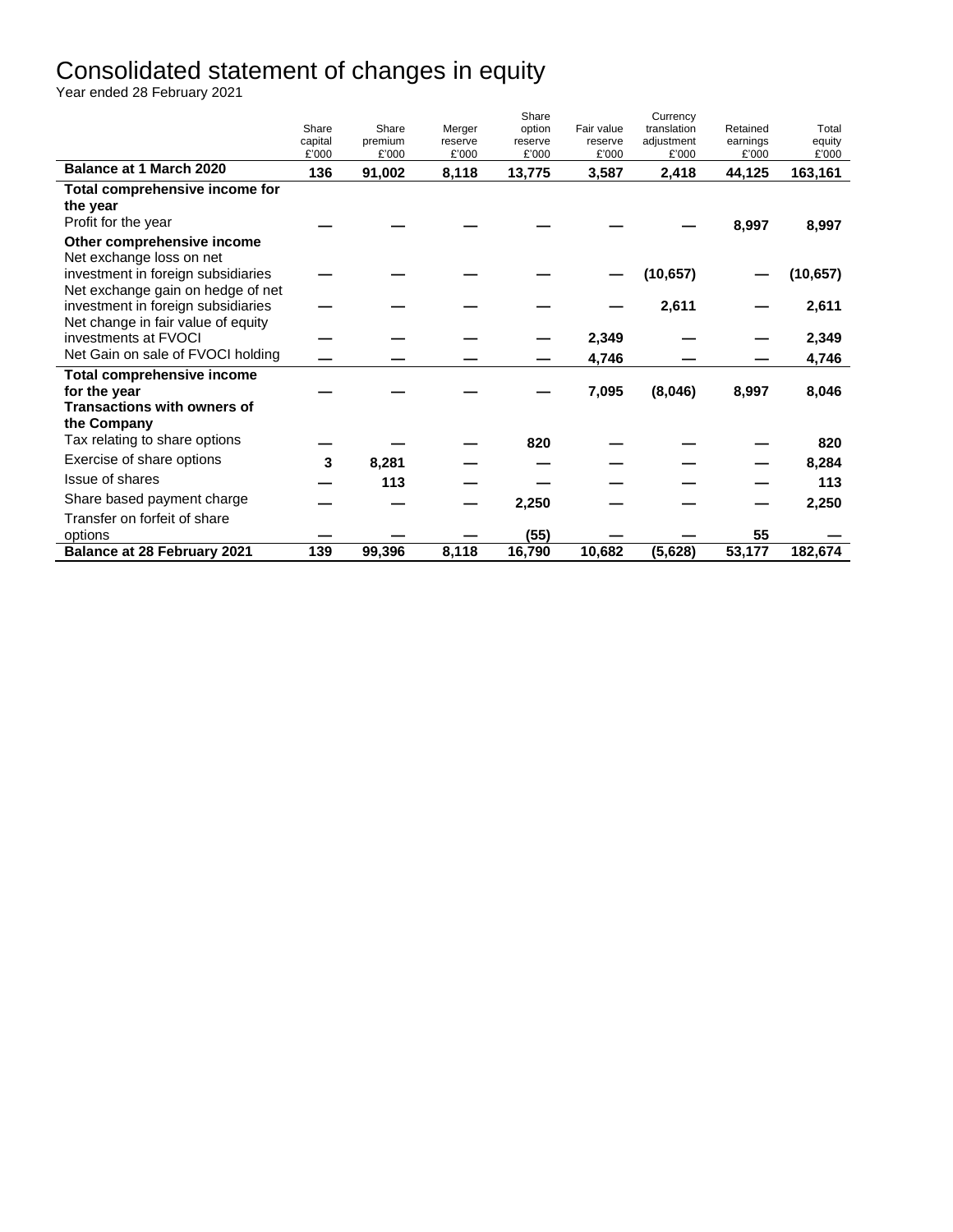# Consolidated statement of changes in equity

Year ended 28 February 2021

| | Share capital £'000 | Share premium £'000 | Merger reserve £'000 | Share option reserve £'000 | Fair value reserve £'000 | Currency translation adjustment £'000 | Retained earnings £'000 | Total equity £'000 |
|---|---|---|---|---|---|---|---|---|
| **Balance at 1 March 2020** | **136** | **91,002** | **8,118** | **13,775** | **3,587** | **2,418** | **44,125** | **163,161** |
| **Total comprehensive income for the year** | | | | | | | | |
| Profit for the year | — | — | — | — | — | — | 8,997 | 8,997 |
| **Other comprehensive income** | | | | | | | | |
| Net exchange loss on net investment in foreign subsidiaries | — | — | — | — | — | (10,657) | — | (10,657) |
| Net exchange gain on hedge of net investment in foreign subsidiaries | — | — | — | — | — | 2,611 | — | 2,611 |
| Net change in fair value of equity investments at FVOCI | — | — | — | — | 2,349 | — | — | 2,349 |
| Net Gain on sale of FVOCI holding | — | — | — | — | 4,746 | — | — | 4,746 |
| **Total comprehensive income for the year** | — | — | — | — | 7,095 | (8,046) | 8,997 | 8,046 |
| **Transactions with owners of the Company** | | | | | | | | |
| Tax relating to share options | — | — | — | 820 | — | — | — | 820 |
| Exercise of share options | 3 | 8,281 | — | — | — | — | — | 8,284 |
| Issue of shares | — | 113 | — | — | — | — | — | 113 |
| Share based payment charge | — | — | — | 2,250 | — | — | — | 2,250 |
| Transfer on forfeit of share options | — | — | — | (55) | — | — | 55 | — |
| **Balance at 28 February 2021** | **139** | **99,396** | **8,118** | **16,790** | **10,682** | **(5,628)** | **53,177** | **182,674** |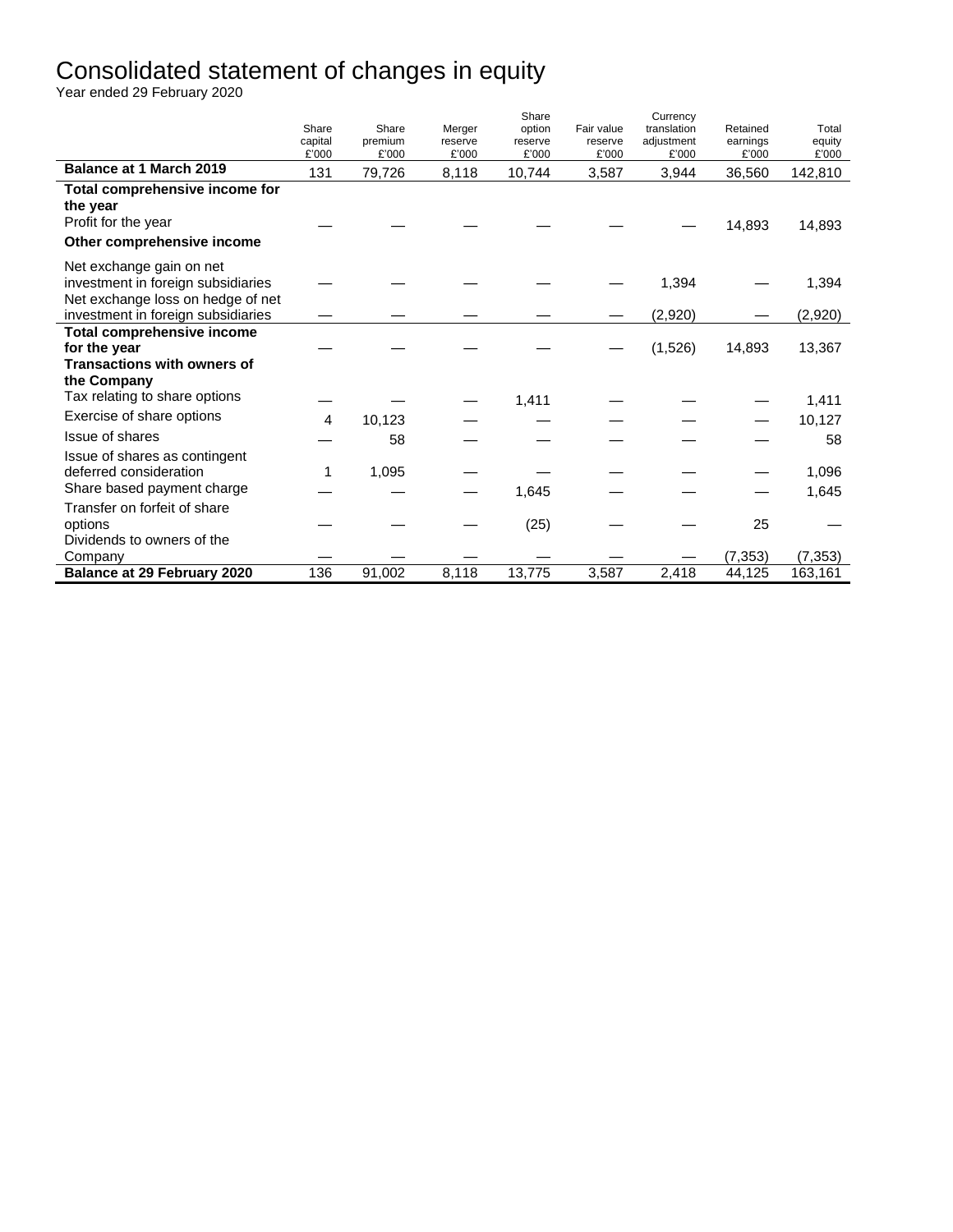# Consolidated statement of changes in equity

Year ended 29 February 2020

| | Share capital £'000 | Share premium £'000 | Merger reserve £'000 | Share option reserve £'000 | Fair value reserve £'000 | Currency translation adjustment £'000 | Retained earnings £'000 | Total equity £'000 |
|---|---|---|---|---|---|---|---|---|
| **Balance at 1 March 2019** | 131 | 79,726 | 8,118 | 10,744 | 3,587 | 3,944 | 36,560 | 142,810 |
| **Total comprehensive income for the year** | | | | | | | | |
| Profit for the year | — | — | — | — | — | — | 14,893 | 14,893 |
| **Other comprehensive income** | | | | | | | | |
| Net exchange gain on net investment in foreign subsidiaries | — | — | — | — | — | 1,394 | — | 1,394 |
| Net exchange loss on hedge of net investment in foreign subsidiaries | — | — | — | — | — | (2,920) | — | (2,920) |
| **Total comprehensive income for the year** | — | — | — | — | — | (1,526) | 14,893 | 13,367 |
| **Transactions with owners of the Company** | | | | | | | | |
| Tax relating to share options | — | — | — | 1,411 | — | — | — | 1,411 |
| Exercise of share options | 4 | 10,123 | — | — | — | — | — | 10,127 |
| Issue of shares | — | 58 | — | — | — | — | — | 58 |
| Issue of shares as contingent deferred consideration | 1 | 1,095 | — | — | — | — | — | 1,096 |
| Share based payment charge | — | — | — | 1,645 | — | — | — | 1,645 |
| Transfer on forfeit of share options | — | — | — | (25) | — | — | 25 | — |
| Dividends to owners of the Company | — | — | — | — | — | — | (7,353) | (7,353) |
| **Balance at 29 February 2020** | 136 | 91,002 | 8,118 | 13,775 | 3,587 | 2,418 | 44,125 | 163,161 |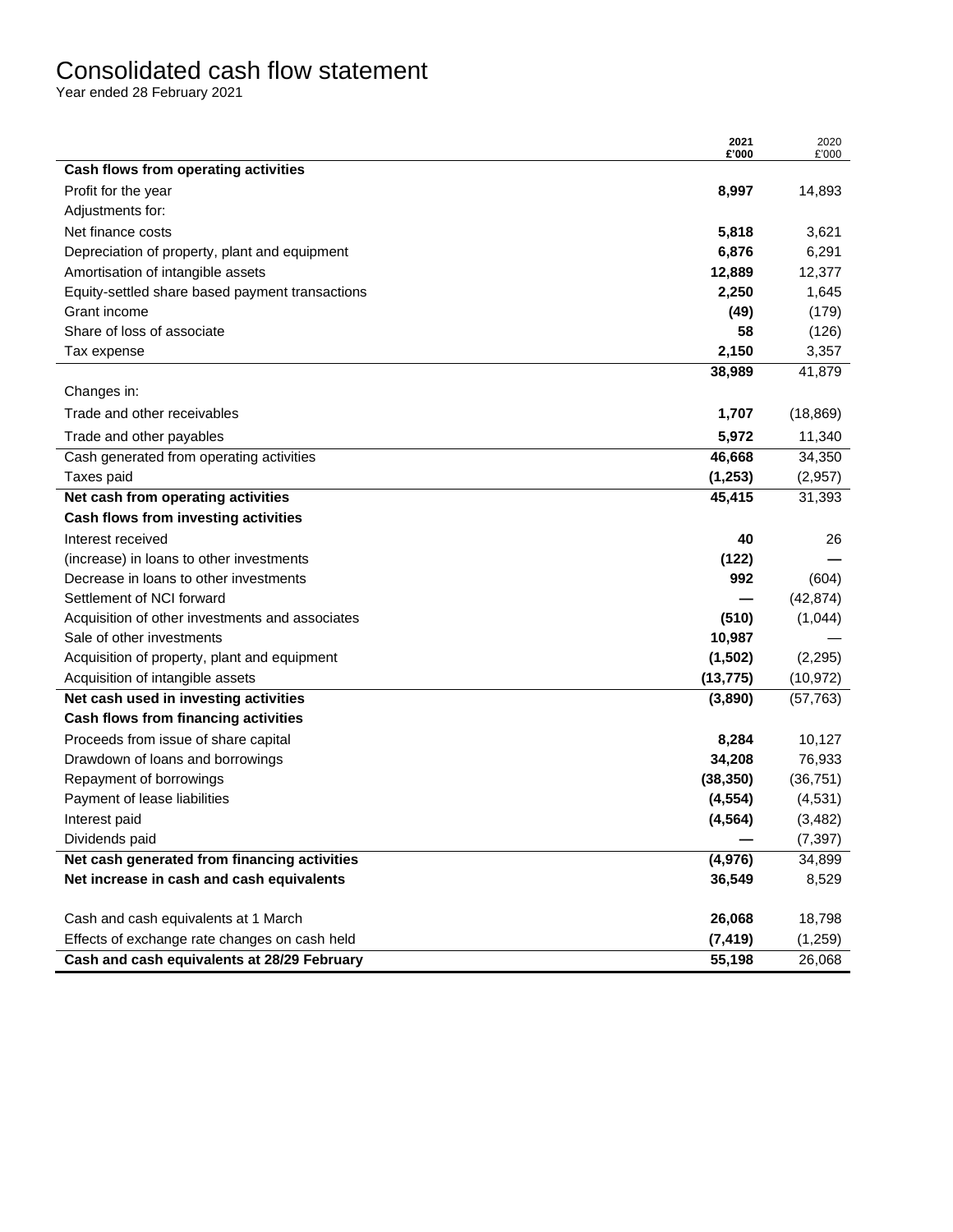# Consolidated cash flow statement

Year ended 28 February 2021

| | 2021 £'000 | 2020 £'000 |
|---|---|---|
| **Cash flows from operating activities** | | |
| Profit for the year | **8,997** | 14,893 |
| Adjustments for: | | |
| Net finance costs | **5,818** | 3,621 |
| Depreciation of property, plant and equipment | **6,876** | 6,291 |
| Amortisation of intangible assets | **12,889** | 12,377 |
| Equity-settled share based payment transactions | **2,250** | 1,645 |
| Grant income | **(49)** | (179) |
| Share of loss of associate | **58** | (126) |
| Tax expense | **2,150** | 3,357 |
| | **38,989** | 41,879 |
| Changes in: | | |
| Trade and other receivables | **1,707** | (18,869) |
| Trade and other payables | **5,972** | 11,340 |
| Cash generated from operating activities | **46,668** | 34,350 |
| Taxes paid | **(1,253)** | (2,957) |
| **Net cash from operating activities** | **45,415** | 31,393 |
| **Cash flows from investing activities** | | |
| Interest received | **40** | 26 |
| (increase) in loans to other investments | **(122)** | — |
| Decrease in loans to other investments | **992** | (604) |
| Settlement of NCI forward | **—** | (42,874) |
| Acquisition of other investments and associates | **(510)** | (1,044) |
| Sale of other investments | **10,987** | — |
| Acquisition of property, plant and equipment | **(1,502)** | (2,295) |
| Acquisition of intangible assets | **(13,775)** | (10,972) |
| **Net cash used in investing activities** | **(3,890)** | (57,763) |
| **Cash flows from financing activities** | | |
| Proceeds from issue of share capital | **8,284** | 10,127 |
| Drawdown of loans and borrowings | **34,208** | 76,933 |
| Repayment of borrowings | **(38,350)** | (36,751) |
| Payment of lease liabilities | **(4,554)** | (4,531) |
| Interest paid | **(4,564)** | (3,482) |
| Dividends paid | **—** | (7,397) |
| **Net cash generated from financing activities** | **(4,976)** | 34,899 |
| **Net increase in cash and cash equivalents** | **36,549** | 8,529 |
| | | |
| Cash and cash equivalents at 1 March | **26,068** | 18,798 |
| Effects of exchange rate changes on cash held | **(7,419)** | (1,259) |
| **Cash and cash equivalents at 28/29 February** | **55,198** | 26,068 |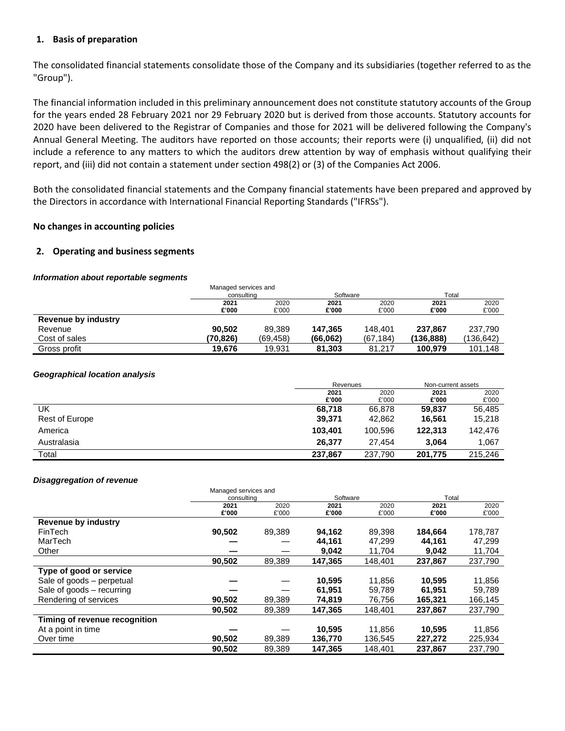## 1. Basis of preparation

The consolidated financial statements consolidate those of the Company and its subsidiaries (together referred to as the "Group").

The financial information included in this preliminary announcement does not constitute statutory accounts of the Group for the years ended 28 February 2021 nor 29 February 2020 but is derived from those accounts. Statutory accounts for 2020 have been delivered to the Registrar of Companies and those for 2021 will be delivered following the Company's Annual General Meeting. The auditors have reported on those accounts; their reports were (i) unqualified, (ii) did not include a reference to any matters to which the auditors drew attention by way of emphasis without qualifying their report, and (iii) did not contain a statement under section 498(2) or (3) of the Companies Act 2006.

Both the consolidated financial statements and the Company financial statements have been prepared and approved by the Directors in accordance with International Financial Reporting Standards ("IFRSs").

**No changes in accounting policies**

## 2. Operating and business segments

***Information about reportable segments***

| | Managed services and consulting | | Software | | Total | |
|---|---|---|---|---|---|---|
| | **2021 £'000** | 2020 £'000 | **2021 £'000** | 2020 £'000 | **2021 £'000** | 2020 £'000 |
| **Revenue by industry** | | | | | | |
| Revenue | **90,502** | 89,389 | **147,365** | 148,401 | **237,867** | 237,790 |
| Cost of sales | **(70,826)** | (69,458) | **(66,062)** | (67,184) | **(136,888)** | (136,642) |
| Gross profit | **19,676** | 19,931 | **81,303** | 81,217 | **100,979** | 101,148 |

***Geographical location analysis***

| | Revenues | | Non-current assets | |
|---|---|---|---|---|
| | **2021 £'000** | 2020 £'000 | **2021 £'000** | 2020 £'000 |
| UK | **68,718** | 66,878 | **59,837** | 56,485 |
| Rest of Europe | **39,371** | 42,862 | **16,561** | 15,218 |
| America | **103,401** | 100,596 | **122,313** | 142,476 |
| Australasia | **26,377** | 27,454 | **3,064** | 1,067 |
| Total | **237,867** | 237,790 | **201,775** | 215,246 |

***Disaggregation of revenue***

| | Managed services and consulting | | Software | | Total | |
|---|---|---|---|---|---|---|
| | **2021 £'000** | 2020 £'000 | **2021 £'000** | 2020 £'000 | **2021 £'000** | 2020 £'000 |
| **Revenue by industry** | | | | | | |
| FinTech | **90,502** | 89,389 | **94,162** | 89,398 | **184,664** | 178,787 |
| MarTech | **—** | — | **44,161** | 47,299 | **44,161** | 47,299 |
| Other | **—** | — | **9,042** | 11,704 | **9,042** | 11,704 |
| | **90,502** | 89,389 | **147,365** | 148,401 | **237,867** | 237,790 |
| **Type of good or service** | | | | | | |
| Sale of goods – perpetual | **—** | — | **10,595** | 11,856 | **10,595** | 11,856 |
| Sale of goods – recurring | **—** | — | **61,951** | 59,789 | **61,951** | 59,789 |
| Rendering of services | **90,502** | 89,389 | **74,819** | 76,756 | **165,321** | 166,145 |
| | **90,502** | 89,389 | **147,365** | 148,401 | **237,867** | 237,790 |
| **Timing of revenue recognition** | | | | | | |
| At a point in time | **—** | — | **10,595** | 11,856 | **10,595** | 11,856 |
| Over time | **90,502** | 89,389 | **136,770** | 136,545 | **227,272** | 225,934 |
| | **90,502** | 89,389 | **147,365** | 148,401 | **237,867** | 237,790 |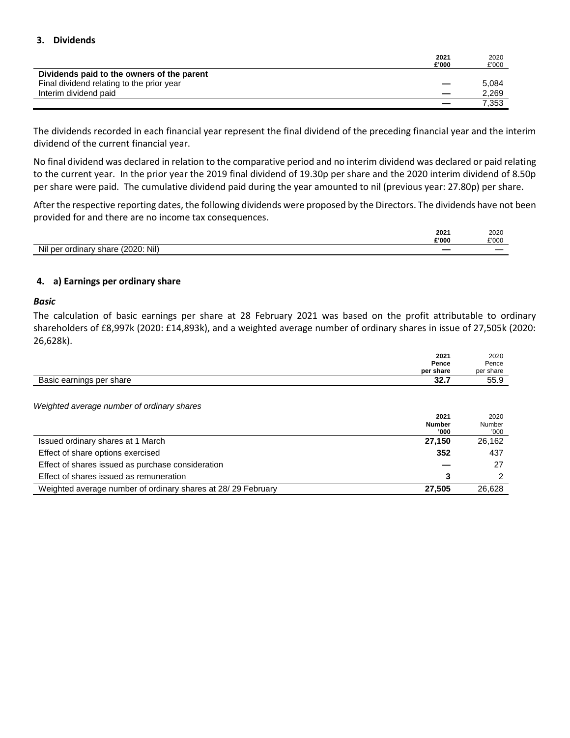## 3. Dividends

| | 2021<br>£'000 | 2020<br>£'000 |
|---|---|---|
| **Dividends paid to the owners of the parent** | | |
| Final dividend relating to the prior year | — | 5,084 |
| Interim dividend paid | — | 2,269 |
| | — | 7,353 |

The dividends recorded in each financial year represent the final dividend of the preceding financial year and the interim dividend of the current financial year.

No final dividend was declared in relation to the comparative period and no interim dividend was declared or paid relating to the current year. In the prior year the 2019 final dividend of 19.30p per share and the 2020 interim dividend of 8.50p per share were paid. The cumulative dividend paid during the year amounted to nil (previous year: 27.80p) per share.

After the respective reporting dates, the following dividends were proposed by the Directors. The dividends have not been provided for and there are no income tax consequences.

| | 2021<br>£'000 | 2020<br>£'000 |
|---|---|---|
| Nil per ordinary share (2020: Nil) | — | — |

## 4. a) Earnings per ordinary share

### *Basic*

The calculation of basic earnings per share at 28 February 2021 was based on the profit attributable to ordinary shareholders of £8,997k (2020: £14,893k), and a weighted average number of ordinary shares in issue of 27,505k (2020: 26,628k).

| | 2021<br>Pence<br>per share | 2020<br>Pence<br>per share |
|---|---|---|
| Basic earnings per share | **32.7** | 55.9 |

*Weighted average number of ordinary shares*

| | 2021<br>Number<br>'000 | 2020<br>Number<br>'000 |
|---|---|---|
| Issued ordinary shares at 1 March | **27,150** | 26,162 |
| Effect of share options exercised | **352** | 437 |
| Effect of shares issued as purchase consideration | — | 27 |
| Effect of shares issued as remuneration | **3** | 2 |
| Weighted average number of ordinary shares at 28/ 29 February | **27,505** | 26,628 |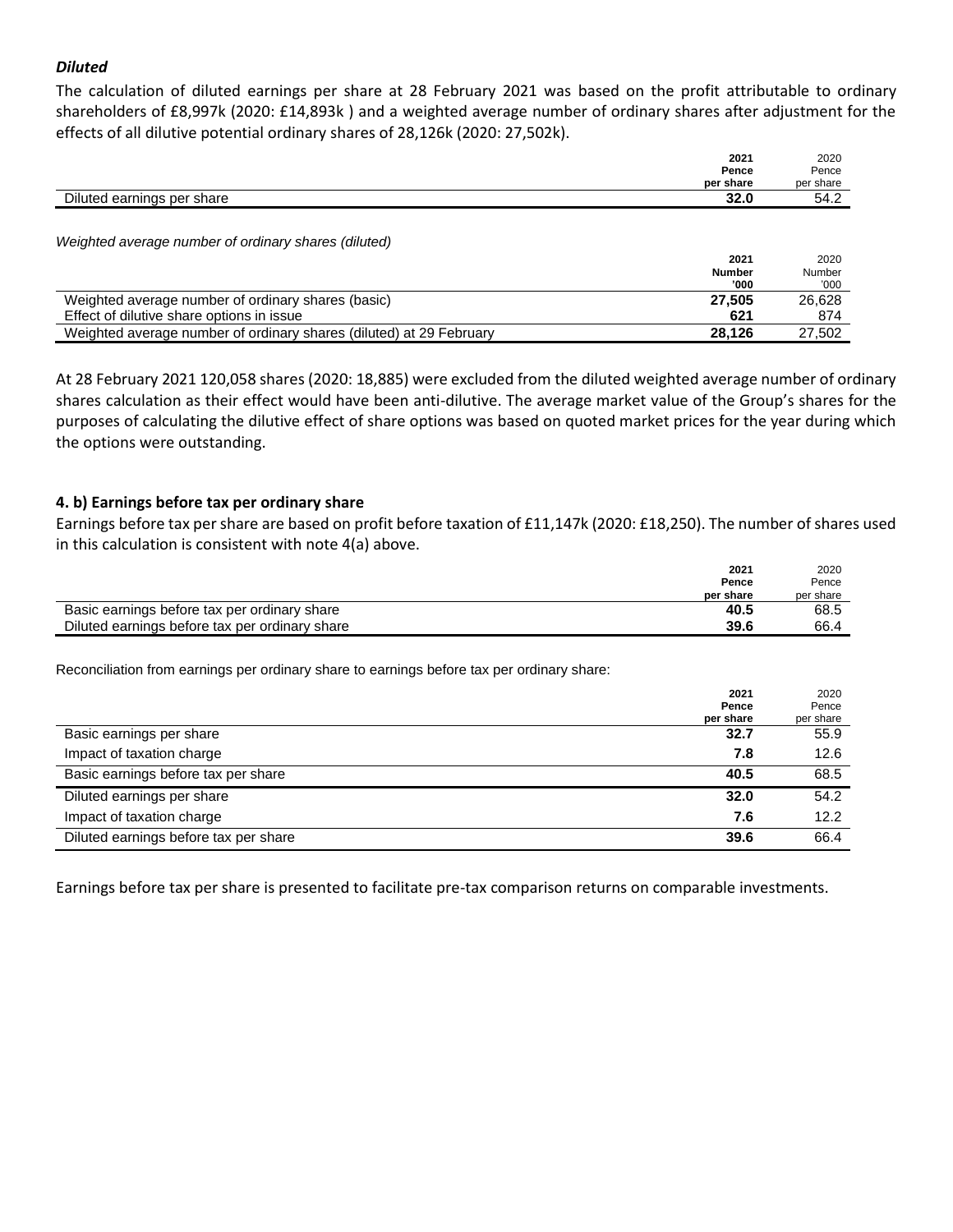### *Diluted*

The calculation of diluted earnings per share at 28 February 2021 was based on the profit attributable to ordinary shareholders of £8,997k (2020: £14,893k ) and a weighted average number of ordinary shares after adjustment for the effects of all dilutive potential ordinary shares of 28,126k (2020: 27,502k).

| | **2021 Pence per share** | 2020 Pence per share |
|---|---|---|
| Diluted earnings per share | **32.0** | 54.2 |

*Weighted average number of ordinary shares (diluted)*

| | **2021 Number '000** | 2020 Number '000 |
|---|---|---|
| Weighted average number of ordinary shares (basic) | **27,505** | 26,628 |
| Effect of dilutive share options in issue | **621** | 874 |
| Weighted average number of ordinary shares (diluted) at 29 February | **28,126** | 27,502 |

At 28 February 2021 120,058 shares (2020: 18,885) were excluded from the diluted weighted average number of ordinary shares calculation as their effect would have been anti-dilutive. The average market value of the Group's shares for the purposes of calculating the dilutive effect of share options was based on quoted market prices for the year during which the options were outstanding.

### 4. b) Earnings before tax per ordinary share

Earnings before tax per share are based on profit before taxation of £11,147k (2020: £18,250). The number of shares used in this calculation is consistent with note 4(a) above.

| | **2021 Pence per share** | 2020 Pence per share |
|---|---|---|
| Basic earnings before tax per ordinary share | **40.5** | 68.5 |
| Diluted earnings before tax per ordinary share | **39.6** | 66.4 |

Reconciliation from earnings per ordinary share to earnings before tax per ordinary share:

| | **2021 Pence per share** | 2020 Pence per share |
|---|---|---|
| Basic earnings per share | **32.7** | 55.9 |
| Impact of taxation charge | **7.8** | 12.6 |
| Basic earnings before tax per share | **40.5** | 68.5 |
| Diluted earnings per share | **32.0** | 54.2 |
| Impact of taxation charge | **7.6** | 12.2 |
| Diluted earnings before tax per share | **39.6** | 66.4 |

Earnings before tax per share is presented to facilitate pre-tax comparison returns on comparable investments.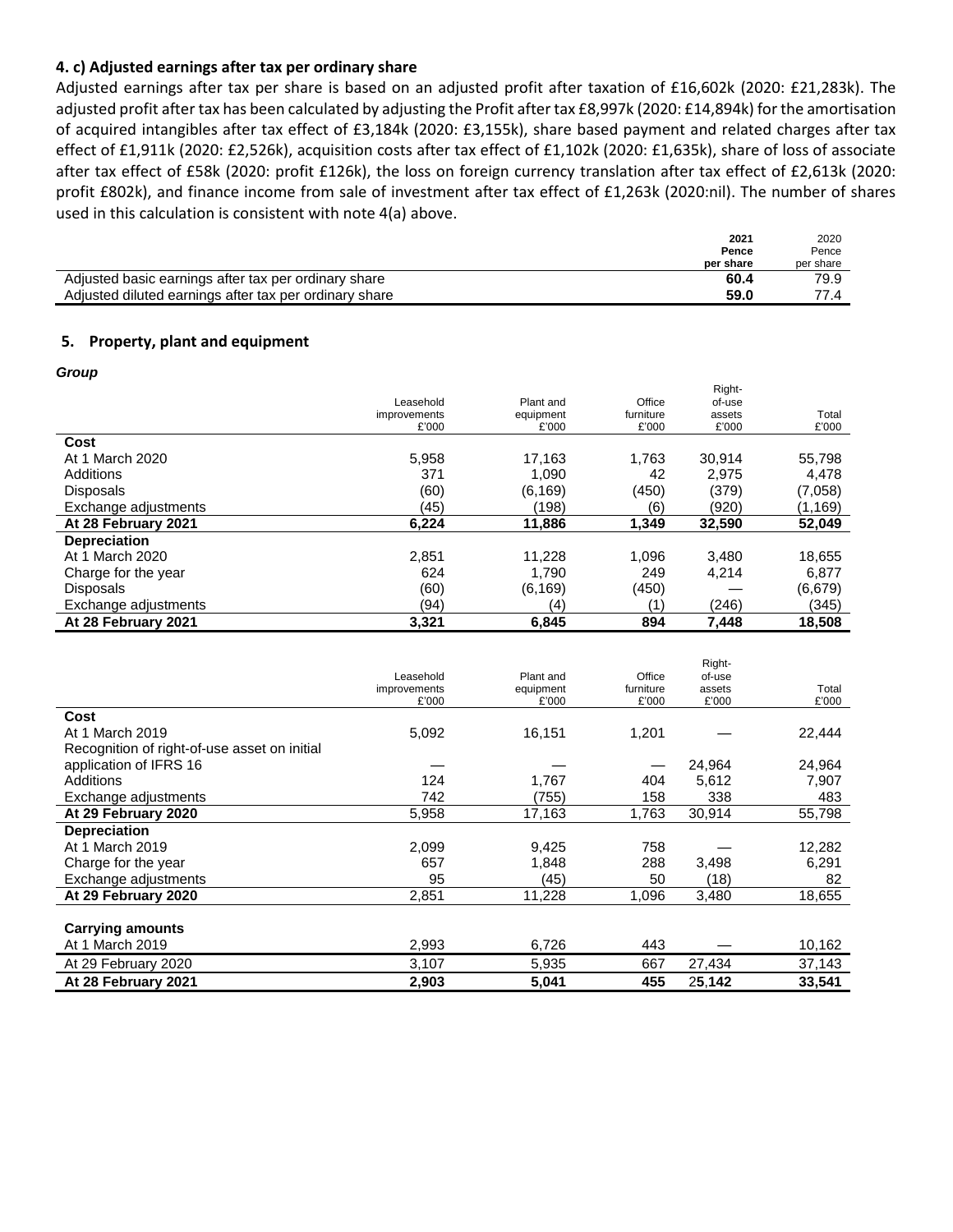### 4. c) Adjusted earnings after tax per ordinary share

Adjusted earnings after tax per share is based on an adjusted profit after taxation of £16,602k (2020: £21,283k). The adjusted profit after tax has been calculated by adjusting the Profit after tax £8,997k (2020: £14,894k) for the amortisation of acquired intangibles after tax effect of £3,184k (2020: £3,155k), share based payment and related charges after tax effect of £1,911k (2020: £2,526k), acquisition costs after tax effect of £1,102k (2020: £1,635k), share of loss of associate after tax effect of £58k (2020: profit £126k), the loss on foreign currency translation after tax effect of £2,613k (2020: profit £802k), and finance income from sale of investment after tax effect of £1,263k (2020:nil). The number of shares used in this calculation is consistent with note 4(a) above.

| | **2021 Pence per share** | 2020 Pence per share |
|---|---|---|
| Adjusted basic earnings after tax per ordinary share | **60.4** | 79.9 |
| Adjusted diluted earnings after tax per ordinary share | **59.0** | 77.4 |

### 5. Property, plant and equipment

***Group***

| | Leasehold improvements £'000 | Plant and equipment £'000 | Office furniture £'000 | Right-of-use assets £'000 | Total £'000 |
|---|---|---|---|---|---|
| **Cost** | | | | | |
| At 1 March 2020 | 5,958 | 17,163 | 1,763 | 30,914 | 55,798 |
| Additions | 371 | 1,090 | 42 | 2,975 | 4,478 |
| Disposals | (60) | (6,169) | (450) | (379) | (7,058) |
| Exchange adjustments | (45) | (198) | (6) | (920) | (1,169) |
| **At 28 February 2021** | **6,224** | **11,886** | **1,349** | **32,590** | **52,049** |
| **Depreciation** | | | | | |
| At 1 March 2020 | 2,851 | 11,228 | 1,096 | 3,480 | 18,655 |
| Charge for the year | 624 | 1,790 | 249 | 4,214 | 6,877 |
| Disposals | (60) | (6,169) | (450) | — | (6,679) |
| Exchange adjustments | (94) | (4) | (1) | (246) | (345) |
| **At 28 February 2021** | **3,321** | **6,845** | **894** | **7,448** | **18,508** |

| | Leasehold improvements £'000 | Plant and equipment £'000 | Office furniture £'000 | Right-of-use assets £'000 | Total £'000 |
|---|---|---|---|---|---|
| **Cost** | | | | | |
| At 1 March 2019 | 5,092 | 16,151 | 1,201 | — | 22,444 |
| Recognition of right-of-use asset on initial application of IFRS 16 | — | — | — | 24,964 | 24,964 |
| Additions | 124 | 1,767 | 404 | 5,612 | 7,907 |
| Exchange adjustments | 742 | (755) | 158 | 338 | 483 |
| **At 29 February 2020** | 5,958 | 17,163 | 1,763 | 30,914 | 55,798 |
| **Depreciation** | | | | | |
| At 1 March 2019 | 2,099 | 9,425 | 758 | — | 12,282 |
| Charge for the year | 657 | 1,848 | 288 | 3,498 | 6,291 |
| Exchange adjustments | 95 | (45) | 50 | (18) | 82 |
| **At 29 February 2020** | 2,851 | 11,228 | 1,096 | 3,480 | 18,655 |
| | | | | | |
| **Carrying amounts** | | | | | |
| At 1 March 2019 | 2,993 | 6,726 | 443 | — | 10,162 |
| At 29 February 2020 | 3,107 | 5,935 | 667 | 27,434 | 37,143 |
| **At 28 February 2021** | **2,903** | **5,041** | **455** | **25,142** | **33,541** |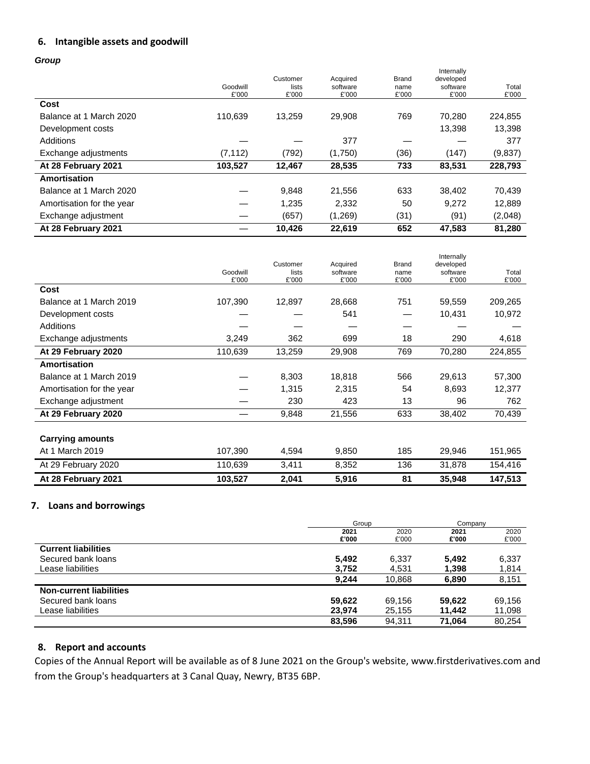## 6. Intangible assets and goodwill

***Group***

| | Goodwill £'000 | Customer lists £'000 | Acquired software £'000 | Brand name £'000 | Internally developed software £'000 | Total £'000 |
|---|---|---|---|---|---|---|
| **Cost** | | | | | | |
| Balance at 1 March 2020 | 110,639 | 13,259 | 29,908 | 769 | 70,280 | 224,855 |
| Development costs | | | | | 13,398 | 13,398 |
| Additions | — | — | 377 | — | — | 377 |
| Exchange adjustments | (7,112) | (792) | (1,750) | (36) | (147) | (9,837) |
| **At 28 February 2021** | **103,527** | **12,467** | **28,535** | **733** | **83,531** | **228,793** |
| **Amortisation** | | | | | | |
| Balance at 1 March 2020 | — | 9,848 | 21,556 | 633 | 38,402 | 70,439 |
| Amortisation for the year | — | 1,235 | 2,332 | 50 | 9,272 | 12,889 |
| Exchange adjustment | — | (657) | (1,269) | (31) | (91) | (2,048) |
| **At 28 February 2021** | — | **10,426** | **22,619** | **652** | **47,583** | **81,280** |

| | Goodwill £'000 | Customer lists £'000 | Acquired software £'000 | Brand name £'000 | Internally developed software £'000 | Total £'000 |
|---|---|---|---|---|---|---|
| **Cost** | | | | | | |
| Balance at 1 March 2019 | 107,390 | 12,897 | 28,668 | 751 | 59,559 | 209,265 |
| Development costs | — | — | 541 | — | 10,431 | 10,972 |
| Additions | — | — | — | — | — | — |
| Exchange adjustments | 3,249 | 362 | 699 | 18 | 290 | 4,618 |
| **At 29 February 2020** | 110,639 | 13,259 | 29,908 | 769 | 70,280 | 224,855 |
| **Amortisation** | | | | | | |
| Balance at 1 March 2019 | — | 8,303 | 18,818 | 566 | 29,613 | 57,300 |
| Amortisation for the year | — | 1,315 | 2,315 | 54 | 8,693 | 12,377 |
| Exchange adjustment | — | 230 | 423 | 13 | 96 | 762 |
| **At 29 February 2020** | — | 9,848 | 21,556 | 633 | 38,402 | 70,439 |
| | | | | | | |
| **Carrying amounts** | | | | | | |
| At 1 March 2019 | 107,390 | 4,594 | 9,850 | 185 | 29,946 | 151,965 |
| At 29 February 2020 | 110,639 | 3,411 | 8,352 | 136 | 31,878 | 154,416 |
| **At 28 February 2021** | **103,527** | **2,041** | **5,916** | **81** | **35,948** | **147,513** |

## 7. Loans and borrowings

| | Group | | Company | |
|---|---|---|---|---|
| | **2021 £'000** | 2020 £'000 | **2021 £'000** | 2020 £'000 |
| **Current liabilities** | | | | |
| Secured bank loans | **5,492** | 6,337 | **5,492** | 6,337 |
| Lease liabilities | **3,752** | 4,531 | **1,398** | 1,814 |
| | **9,244** | 10,868 | **6,890** | 8,151 |
| **Non-current liabilities** | | | | |
| Secured bank loans | **59,622** | 69,156 | **59,622** | 69,156 |
| Lease liabilities | **23,974** | 25,155 | **11,442** | 11,098 |
| | **83,596** | 94,311 | **71,064** | 80,254 |

## 8. Report and accounts

Copies of the Annual Report will be available as of 8 June 2021 on the Group's website, www.firstderivatives.com and from the Group's headquarters at 3 Canal Quay, Newry, BT35 6BP.